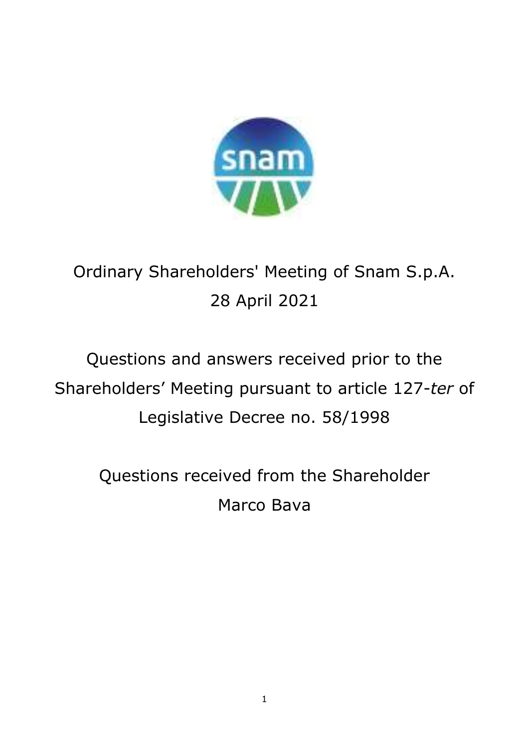Ordinary Shareholders' Meeting of Snam S.p.A.

28 April 2021

Questions and answers received prior to the Shareholders' Meeting pursuant to article 127-*ter* of Legislative Decree no. 58/1998

Questions received from the Shareholder

Marco Bava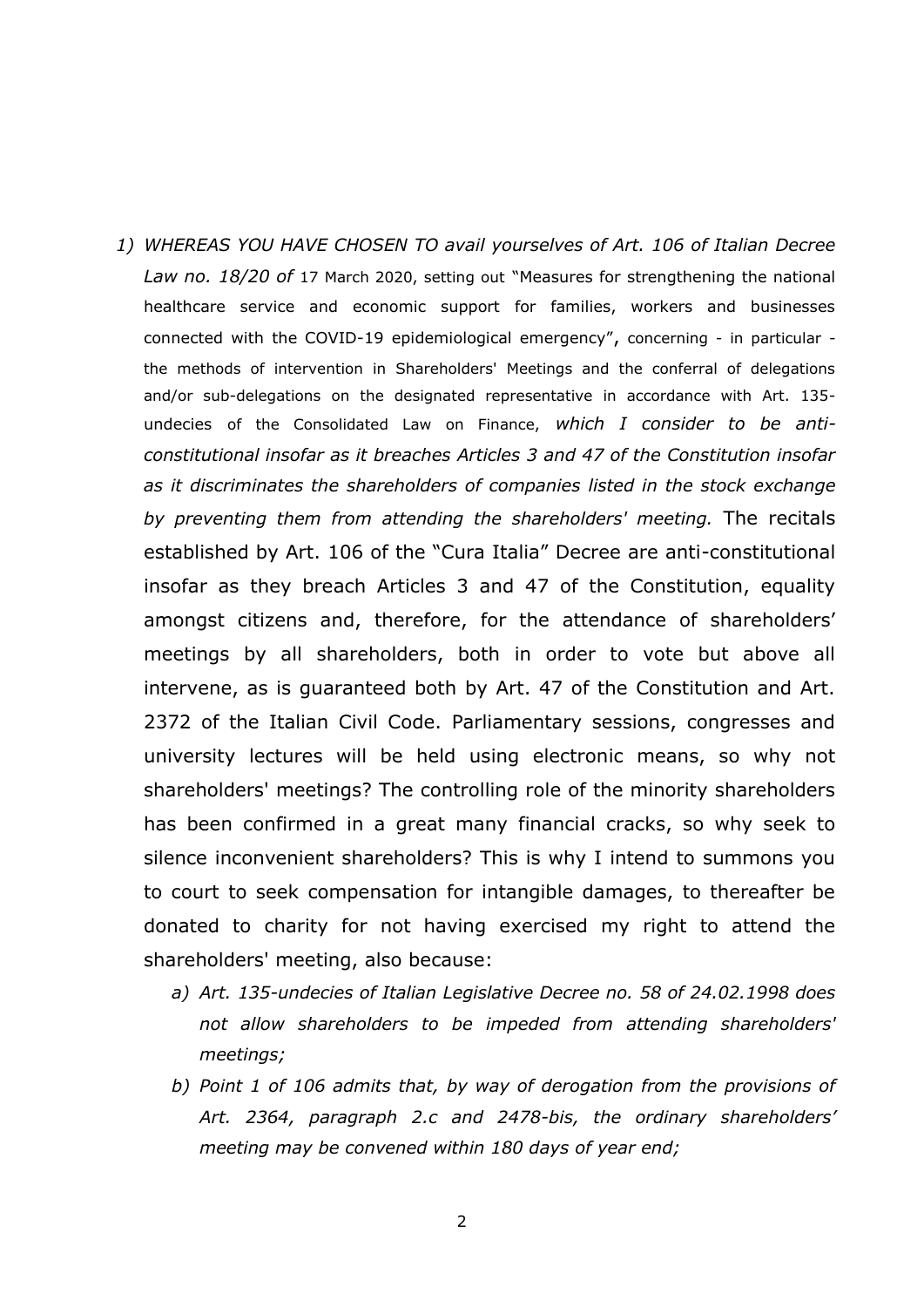1) *WHEREAS YOU HAVE CHOSEN TO avail yourselves of Art. 106 of Italian Decree Law no. 18/20 of* 17 March 2020, setting out "Measures for strengthening the national healthcare service and economic support for families, workers and businesses connected with the COVID-19 epidemiological emergency", concerning - in particular - the methods of intervention in Shareholders' Meetings and the conferral of delegations and/or sub-delegations on the designated representative in accordance with Art. 135-undecies of the Consolidated Law on Finance, *which I consider to be anti-constitutional insofar as it breaches Articles 3 and 47 of the Constitution insofar as it discriminates the shareholders of companies listed in the stock exchange by preventing them from attending the shareholders' meeting.* The recitals established by Art. 106 of the "Cura Italia" Decree are anti-constitutional insofar as they breach Articles 3 and 47 of the Constitution, equality amongst citizens and, therefore, for the attendance of shareholders' meetings by all shareholders, both in order to vote but above all intervene, as is guaranteed both by Art. 47 of the Constitution and Art. 2372 of the Italian Civil Code. Parliamentary sessions, congresses and university lectures will be held using electronic means, so why not shareholders' meetings? The controlling role of the minority shareholders has been confirmed in a great many financial cracks, so why seek to silence inconvenient shareholders? This is why I intend to summons you to court to seek compensation for intangible damages, to thereafter be donated to charity for not having exercised my right to attend the shareholders' meeting, also because:

   a) *Art. 135-undecies of Italian Legislative Decree no. 58 of 24.02.1998 does not allow shareholders to be impeded from attending shareholders' meetings;*

   b) *Point 1 of 106 admits that, by way of derogation from the provisions of Art. 2364, paragraph 2.c and 2478-bis, the ordinary shareholders' meeting may be convened within 180 days of year end;*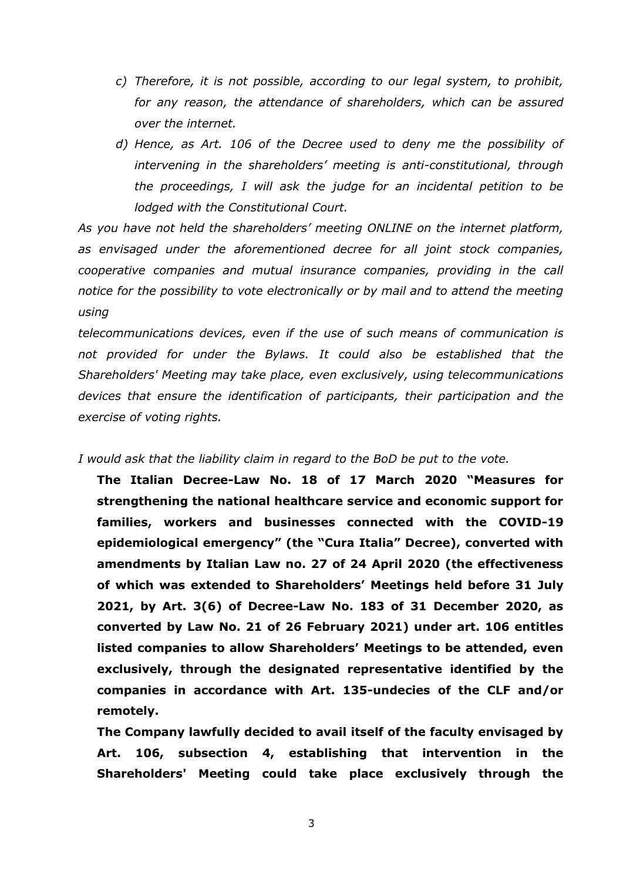c) *Therefore, it is not possible, according to our legal system, to prohibit, for any reason, the attendance of shareholders, which can be assured over the internet.*
d) *Hence, as Art. 106 of the Decree used to deny me the possibility of intervening in the shareholders' meeting is anti-constitutional, through the proceedings, I will ask the judge for an incidental petition to be lodged with the Constitutional Court.*

*As you have not held the shareholders' meeting ONLINE on the internet platform, as envisaged under the aforementioned decree for all joint stock companies, cooperative companies and mutual insurance companies, providing in the call notice for the possibility to vote electronically or by mail and to attend the meeting using*

*telecommunications devices, even if the use of such means of communication is not provided for under the Bylaws. It could also be established that the Shareholders' Meeting may take place, even exclusively, using telecommunications devices that ensure the identification of participants, their participation and the exercise of voting rights.*

*I would ask that the liability claim in regard to the BoD be put to the vote.*

**The Italian Decree-Law No. 18 of 17 March 2020 "Measures for strengthening the national healthcare service and economic support for families, workers and businesses connected with the COVID-19 epidemiological emergency" (the "Cura Italia" Decree), converted with amendments by Italian Law no. 27 of 24 April 2020 (the effectiveness of which was extended to Shareholders' Meetings held before 31 July 2021, by Art. 3(6) of Decree-Law No. 183 of 31 December 2020, as converted by Law No. 21 of 26 February 2021) under art. 106 entitles listed companies to allow Shareholders' Meetings to be attended, even exclusively, through the designated representative identified by the companies in accordance with Art. 135-undecies of the CLF and/or remotely.**

**The Company lawfully decided to avail itself of the faculty envisaged by Art. 106, subsection 4, establishing that intervention in the Shareholders' Meeting could take place exclusively through the**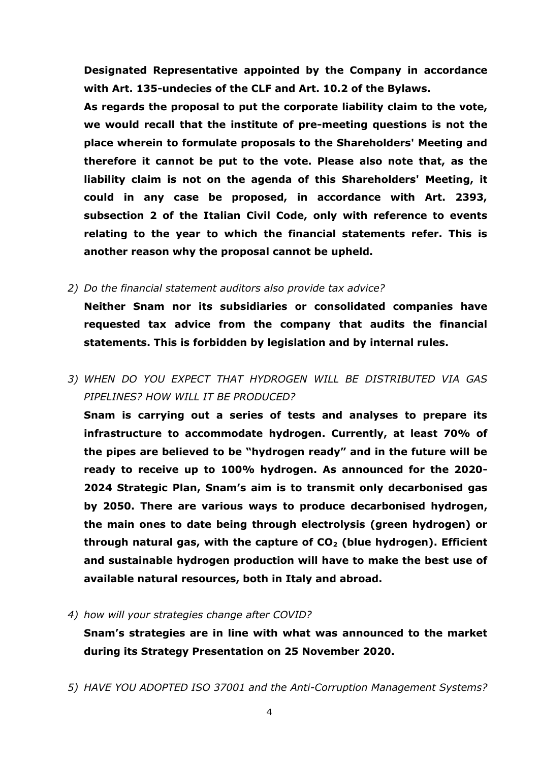**Designated Representative appointed by the Company in accordance with Art. 135-undecies of the CLF and Art. 10.2 of the Bylaws.**

**As regards the proposal to put the corporate liability claim to the vote, we would recall that the institute of pre-meeting questions is not the place wherein to formulate proposals to the Shareholders' Meeting and therefore it cannot be put to the vote. Please also note that, as the liability claim is not on the agenda of this Shareholders' Meeting, it could in any case be proposed, in accordance with Art. 2393, subsection 2 of the Italian Civil Code, only with reference to events relating to the year to which the financial statements refer. This is another reason why the proposal cannot be upheld.**

2) *Do the financial statement auditors also provide tax advice?*

   **Neither Snam nor its subsidiaries or consolidated companies have requested tax advice from the company that audits the financial statements. This is forbidden by legislation and by internal rules.**

3) *WHEN DO YOU EXPECT THAT HYDROGEN WILL BE DISTRIBUTED VIA GAS PIPELINES? HOW WILL IT BE PRODUCED?*

   **Snam is carrying out a series of tests and analyses to prepare its infrastructure to accommodate hydrogen. Currently, at least 70% of the pipes are believed to be "hydrogen ready" and in the future will be ready to receive up to 100% hydrogen. As announced for the 2020-2024 Strategic Plan, Snam's aim is to transmit only decarbonised gas by 2050. There are various ways to produce decarbonised hydrogen, the main ones to date being through electrolysis (green hydrogen) or through natural gas, with the capture of $CO_2$ (blue hydrogen). Efficient and sustainable hydrogen production will have to make the best use of available natural resources, both in Italy and abroad.**

4) *how will your strategies change after COVID?*

   **Snam's strategies are in line with what was announced to the market during its Strategy Presentation on 25 November 2020.**

5) *HAVE YOU ADOPTED ISO 37001 and the Anti-Corruption Management Systems?*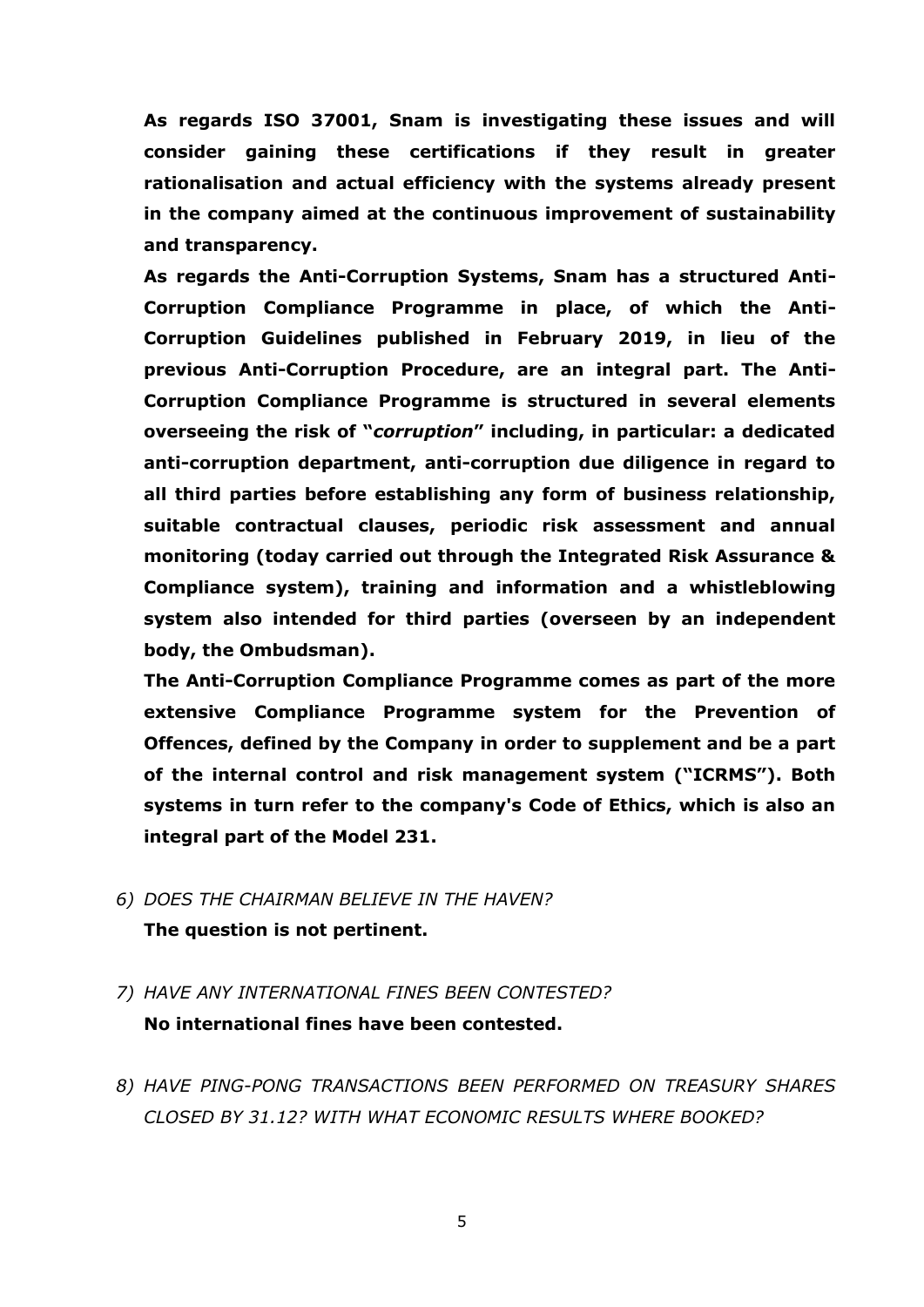**As regards ISO 37001, Snam is investigating these issues and will consider gaining these certifications if they result in greater rationalisation and actual efficiency with the systems already present in the company aimed at the continuous improvement of sustainability and transparency.**

**As regards the Anti-Corruption Systems, Snam has a structured Anti-Corruption Compliance Programme in place, of which the Anti-Corruption Guidelines published in February 2019, in lieu of the previous Anti-Corruption Procedure, are an integral part. The Anti-Corruption Compliance Programme is structured in several elements overseeing the risk of "*corruption*" including, in particular: a dedicated anti-corruption department, anti-corruption due diligence in regard to all third parties before establishing any form of business relationship, suitable contractual clauses, periodic risk assessment and annual monitoring (today carried out through the Integrated Risk Assurance & Compliance system), training and information and a whistleblowing system also intended for third parties (overseen by an independent body, the Ombudsman).**

**The Anti-Corruption Compliance Programme comes as part of the more extensive Compliance Programme system for the Prevention of Offences, defined by the Company in order to supplement and be a part of the internal control and risk management system ("ICRMS"). Both systems in turn refer to the company's Code of Ethics, which is also an integral part of the Model 231.**

6) *DOES THE CHAIRMAN BELIEVE IN THE HAVEN?*
   **The question is not pertinent.**

7) *HAVE ANY INTERNATIONAL FINES BEEN CONTESTED?*
   **No international fines have been contested.**

8) *HAVE PING-PONG TRANSACTIONS BEEN PERFORMED ON TREASURY SHARES CLOSED BY 31.12? WITH WHAT ECONOMIC RESULTS WHERE BOOKED?*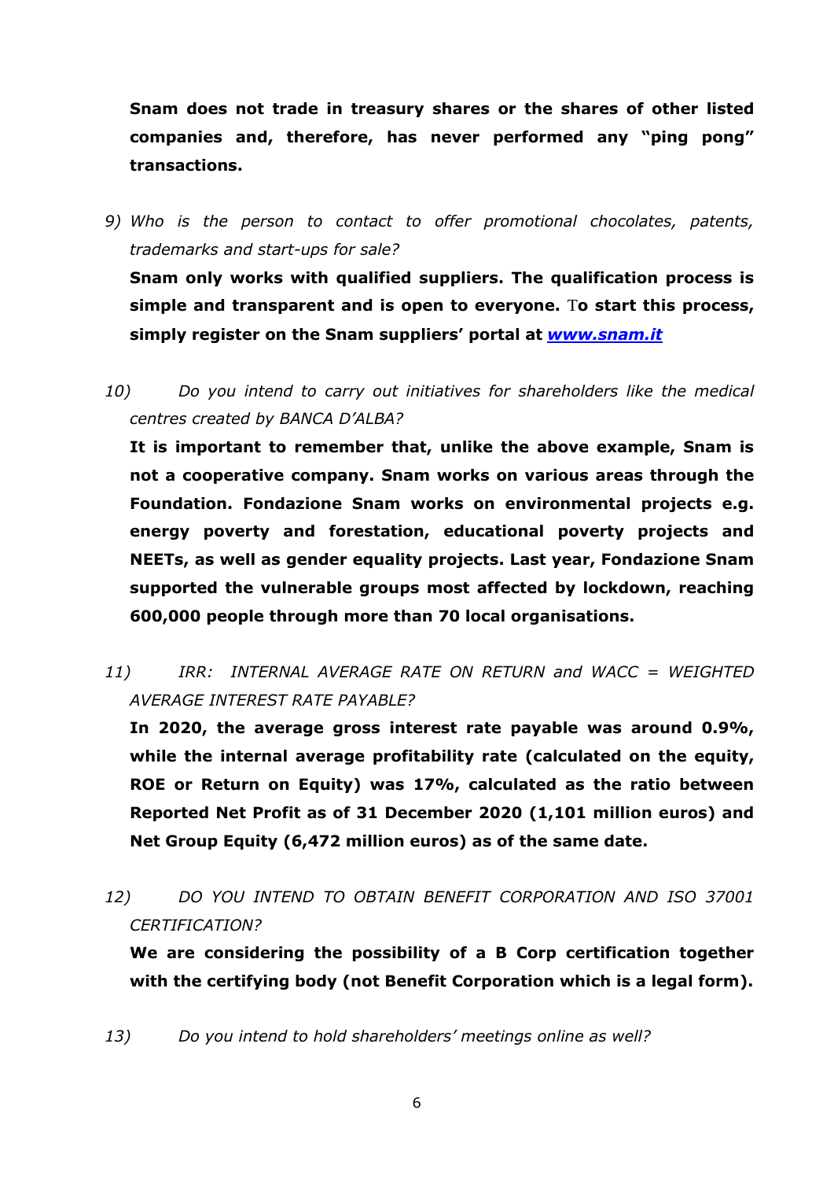**Snam does not trade in treasury shares or the shares of other listed companies and, therefore, has never performed any "ping pong" transactions.**

9) *Who is the person to contact to offer promotional chocolates, patents, trademarks and start-ups for sale?*

**Snam only works with qualified suppliers. The qualification process is simple and transparent and is open to everyone. To start this process, simply register on the Snam suppliers' portal at *www.snam.it***

10) *Do you intend to carry out initiatives for shareholders like the medical centres created by BANCA D'ALBA?*

**It is important to remember that, unlike the above example, Snam is not a cooperative company. Snam works on various areas through the Foundation. Fondazione Snam works on environmental projects e.g. energy poverty and forestation, educational poverty projects and NEETs, as well as gender equality projects. Last year, Fondazione Snam supported the vulnerable groups most affected by lockdown, reaching 600,000 people through more than 70 local organisations.**

11) *IRR: INTERNAL AVERAGE RATE ON RETURN and WACC = WEIGHTED AVERAGE INTEREST RATE PAYABLE?*

**In 2020, the average gross interest rate payable was around 0.9%, while the internal average profitability rate (calculated on the equity, ROE or Return on Equity) was 17%, calculated as the ratio between Reported Net Profit as of 31 December 2020 (1,101 million euros) and Net Group Equity (6,472 million euros) as of the same date.**

12) *DO YOU INTEND TO OBTAIN BENEFIT CORPORATION AND ISO 37001 CERTIFICATION?*

**We are considering the possibility of a B Corp certification together with the certifying body (not Benefit Corporation which is a legal form).**

13) *Do you intend to hold shareholders' meetings online as well?*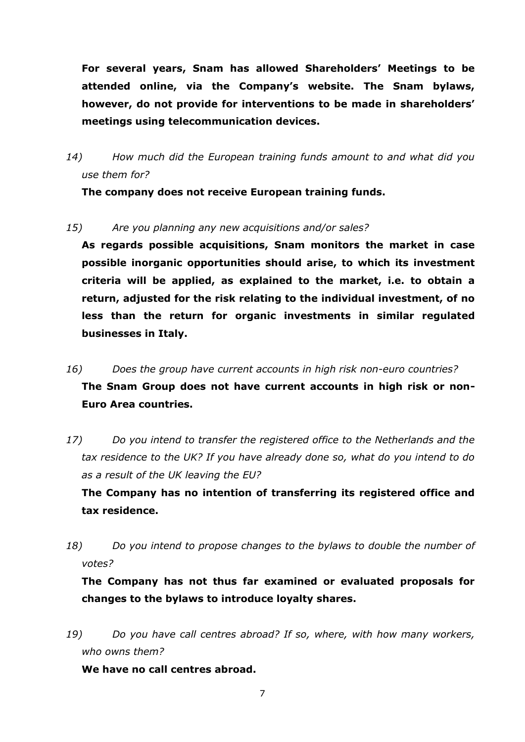**For several years, Snam has allowed Shareholders' Meetings to be attended online, via the Company's website. The Snam bylaws, however, do not provide for interventions to be made in shareholders' meetings using telecommunication devices.**

14) *How much did the European training funds amount to and what did you use them for?*

**The company does not receive European training funds.**

15) *Are you planning any new acquisitions and/or sales?*

**As regards possible acquisitions, Snam monitors the market in case possible inorganic opportunities should arise, to which its investment criteria will be applied, as explained to the market, i.e. to obtain a return, adjusted for the risk relating to the individual investment, of no less than the return for organic investments in similar regulated businesses in Italy.**

16) *Does the group have current accounts in high risk non-euro countries?*

**The Snam Group does not have current accounts in high risk or non-Euro Area countries.**

17) *Do you intend to transfer the registered office to the Netherlands and the tax residence to the UK? If you have already done so, what do you intend to do as a result of the UK leaving the EU?*

**The Company has no intention of transferring its registered office and tax residence.**

18) *Do you intend to propose changes to the bylaws to double the number of votes?*

**The Company has not thus far examined or evaluated proposals for changes to the bylaws to introduce loyalty shares.**

19) *Do you have call centres abroad? If so, where, with how many workers, who owns them?*

**We have no call centres abroad.**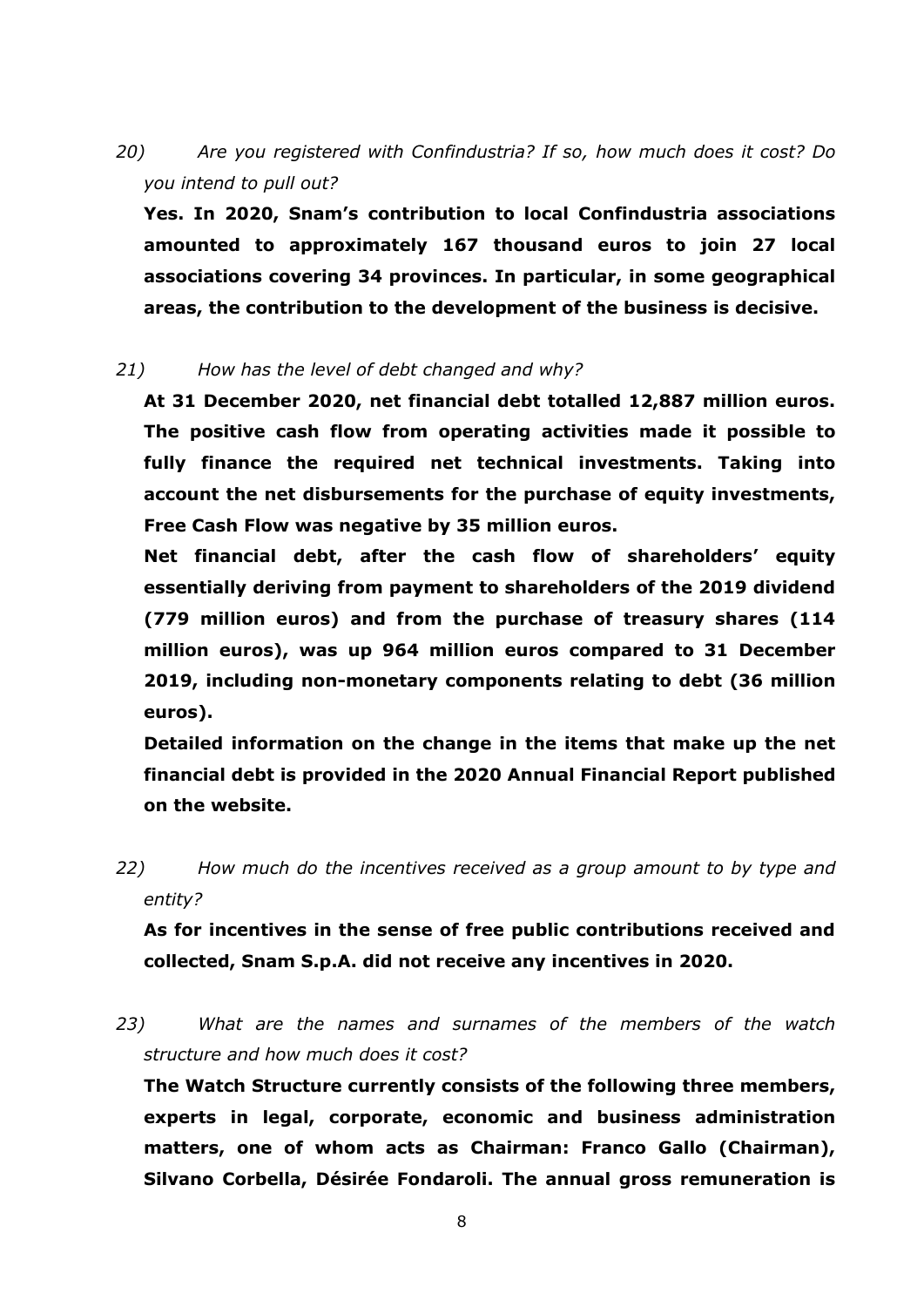*20) Are you registered with Confindustria? If so, how much does it cost? Do you intend to pull out?*

**Yes. In 2020, Snam's contribution to local Confindustria associations amounted to approximately 167 thousand euros to join 27 local associations covering 34 provinces. In particular, in some geographical areas, the contribution to the development of the business is decisive.**

*21) How has the level of debt changed and why?*

**At 31 December 2020, net financial debt totalled 12,887 million euros. The positive cash flow from operating activities made it possible to fully finance the required net technical investments. Taking into account the net disbursements for the purchase of equity investments, Free Cash Flow was negative by 35 million euros.**

**Net financial debt, after the cash flow of shareholders' equity essentially deriving from payment to shareholders of the 2019 dividend (779 million euros) and from the purchase of treasury shares (114 million euros), was up 964 million euros compared to 31 December 2019, including non-monetary components relating to debt (36 million euros).**

**Detailed information on the change in the items that make up the net financial debt is provided in the 2020 Annual Financial Report published on the website.**

*22) How much do the incentives received as a group amount to by type and entity?*

**As for incentives in the sense of free public contributions received and collected, Snam S.p.A. did not receive any incentives in 2020.**

*23) What are the names and surnames of the members of the watch structure and how much does it cost?*

**The Watch Structure currently consists of the following three members, experts in legal, corporate, economic and business administration matters, one of whom acts as Chairman: Franco Gallo (Chairman), Silvano Corbella, Désirée Fondaroli. The annual gross remuneration is**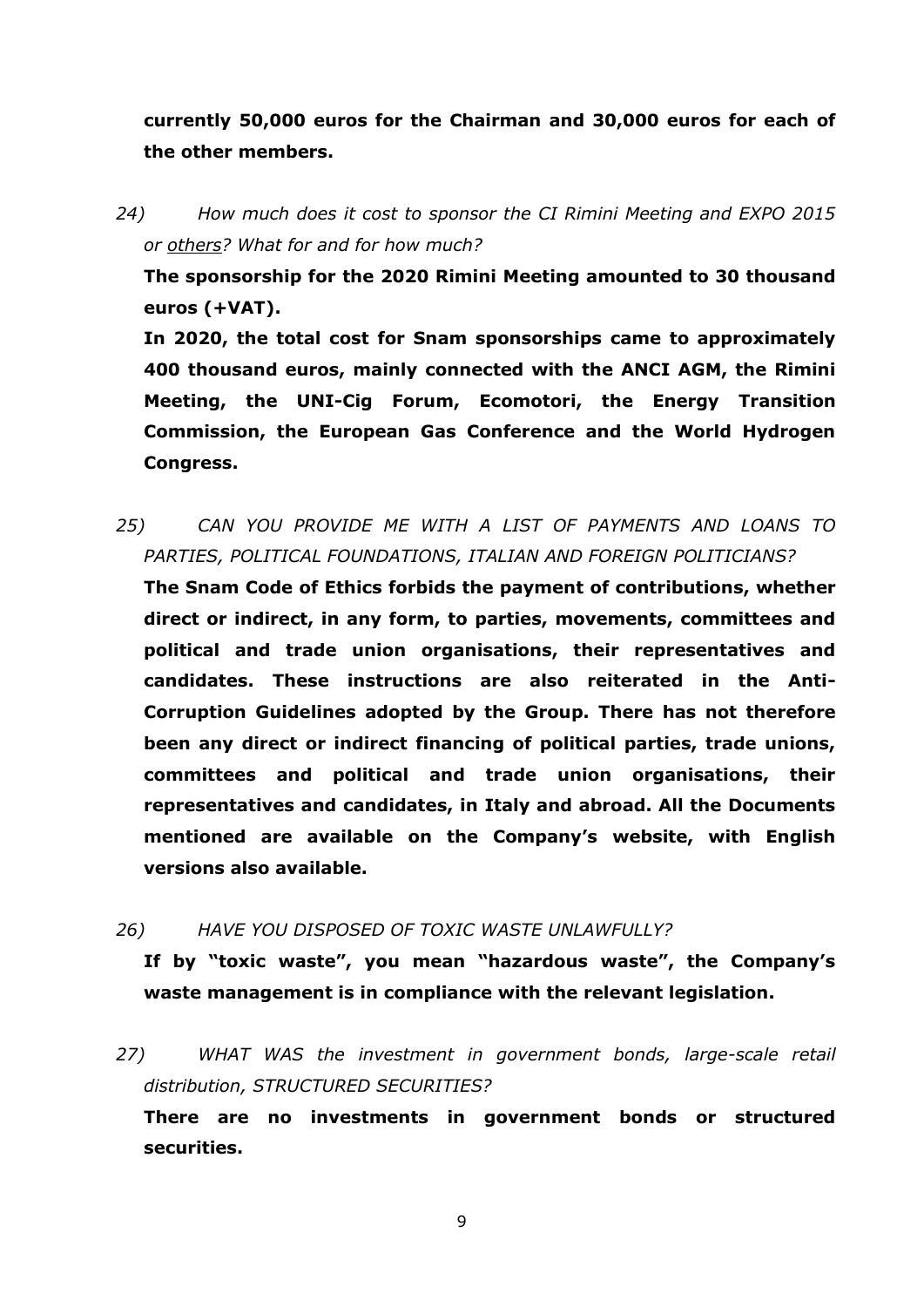**currently 50,000 euros for the Chairman and 30,000 euros for each of the other members.**

24) *How much does it cost to sponsor the CI Rimini Meeting and EXPO 2015 or others? What for and for how much?*

**The sponsorship for the 2020 Rimini Meeting amounted to 30 thousand euros (+VAT).**

**In 2020, the total cost for Snam sponsorships came to approximately 400 thousand euros, mainly connected with the ANCI AGM, the Rimini Meeting, the UNI-Cig Forum, Ecomotori, the Energy Transition Commission, the European Gas Conference and the World Hydrogen Congress.**

25) *CAN YOU PROVIDE ME WITH A LIST OF PAYMENTS AND LOANS TO PARTIES, POLITICAL FOUNDATIONS, ITALIAN AND FOREIGN POLITICIANS?*

**The Snam Code of Ethics forbids the payment of contributions, whether direct or indirect, in any form, to parties, movements, committees and political and trade union organisations, their representatives and candidates. These instructions are also reiterated in the Anti-Corruption Guidelines adopted by the Group. There has not therefore been any direct or indirect financing of political parties, trade unions, committees and political and trade union organisations, their representatives and candidates, in Italy and abroad. All the Documents mentioned are available on the Company's website, with English versions also available.**

26) *HAVE YOU DISPOSED OF TOXIC WASTE UNLAWFULLY?*

**If by "toxic waste", you mean "hazardous waste", the Company's waste management is in compliance with the relevant legislation.**

27) *WHAT WAS the investment in government bonds, large-scale retail distribution, STRUCTURED SECURITIES?*

**There are no investments in government bonds or structured securities.**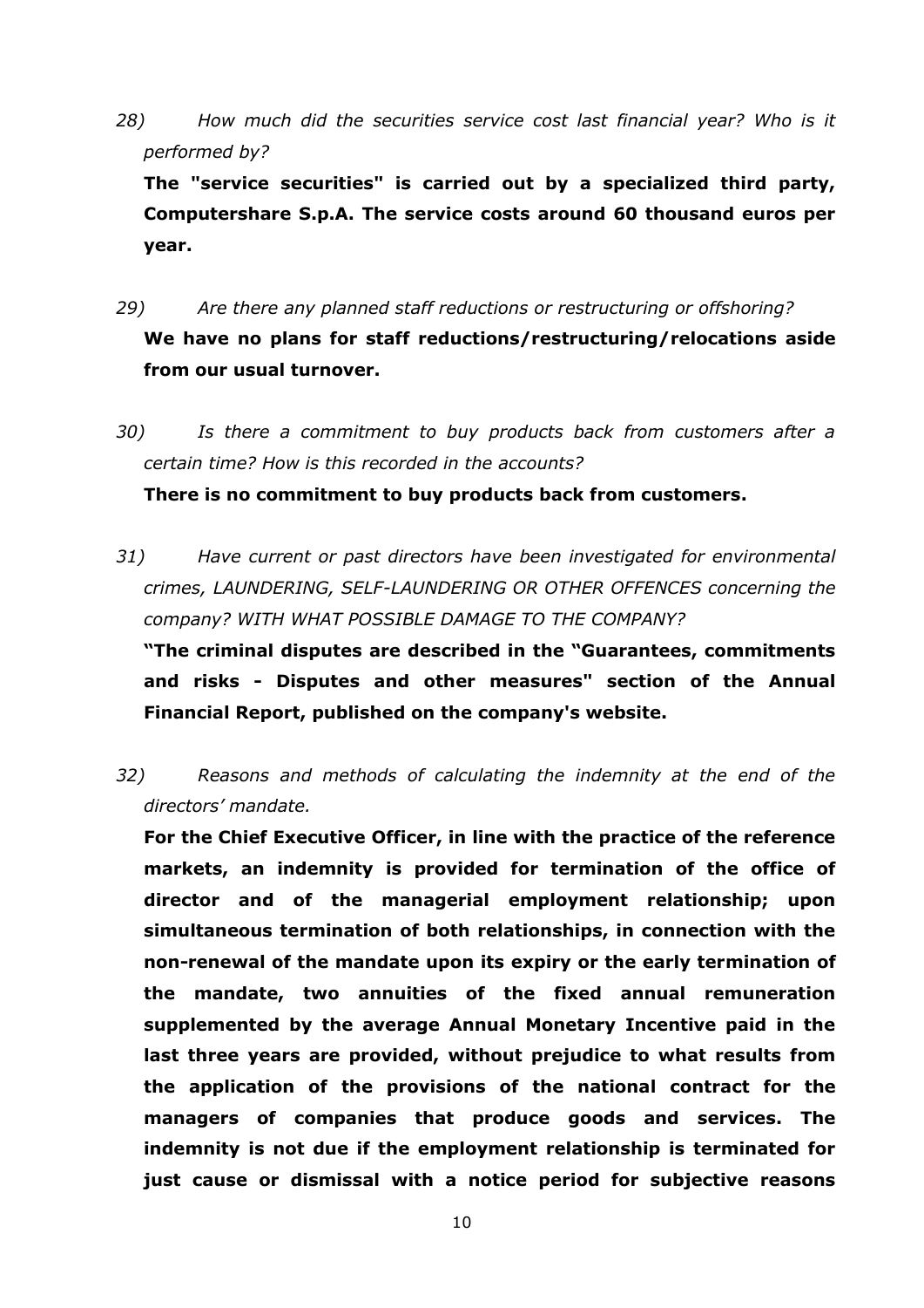28) *How much did the securities service cost last financial year? Who is it performed by?*

**The "service securities" is carried out by a specialized third party, Computershare S.p.A. The service costs around 60 thousand euros per year.**

29) *Are there any planned staff reductions or restructuring or offshoring?*

**We have no plans for staff reductions/restructuring/relocations aside from our usual turnover.**

30) *Is there a commitment to buy products back from customers after a certain time? How is this recorded in the accounts?*

**There is no commitment to buy products back from customers.**

31) *Have current or past directors have been investigated for environmental crimes, LAUNDERING, SELF-LAUNDERING OR OTHER OFFENCES concerning the company? WITH WHAT POSSIBLE DAMAGE TO THE COMPANY?*

**"The criminal disputes are described in the "Guarantees, commitments and risks - Disputes and other measures" section of the Annual Financial Report, published on the company's website.**

32) *Reasons and methods of calculating the indemnity at the end of the directors' mandate.*

**For the Chief Executive Officer, in line with the practice of the reference markets, an indemnity is provided for termination of the office of director and of the managerial employment relationship; upon simultaneous termination of both relationships, in connection with the non-renewal of the mandate upon its expiry or the early termination of the mandate, two annuities of the fixed annual remuneration supplemented by the average Annual Monetary Incentive paid in the last three years are provided, without prejudice to what results from the application of the provisions of the national contract for the managers of companies that produce goods and services. The indemnity is not due if the employment relationship is terminated for just cause or dismissal with a notice period for subjective reasons**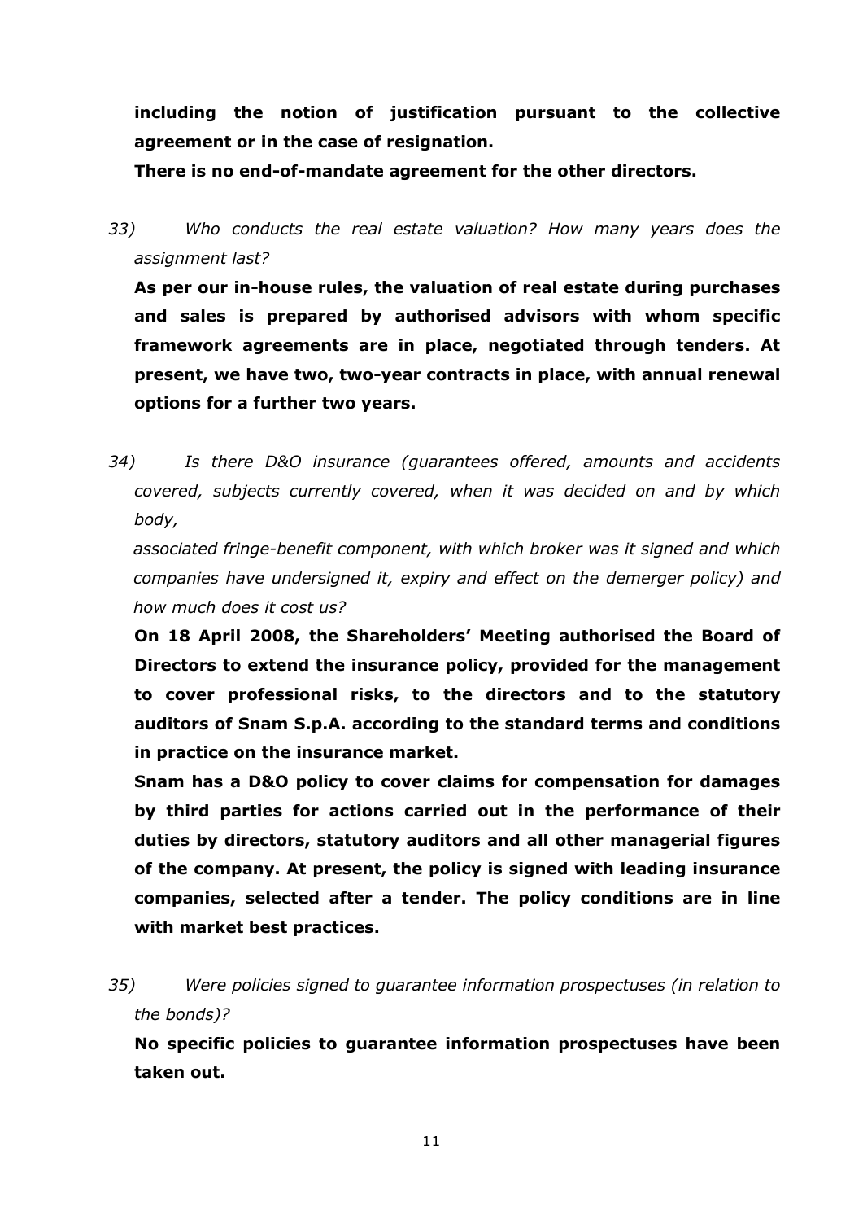**including the notion of justification pursuant to the collective agreement or in the case of resignation.**

**There is no end-of-mandate agreement for the other directors.**

*33) Who conducts the real estate valuation? How many years does the assignment last?*

**As per our in-house rules, the valuation of real estate during purchases and sales is prepared by authorised advisors with whom specific framework agreements are in place, negotiated through tenders. At present, we have two, two-year contracts in place, with annual renewal options for a further two years.**

*34) Is there D&O insurance (guarantees offered, amounts and accidents covered, subjects currently covered, when it was decided on and by which body,*

*associated fringe-benefit component, with which broker was it signed and which companies have undersigned it, expiry and effect on the demerger policy) and how much does it cost us?*

**On 18 April 2008, the Shareholders' Meeting authorised the Board of Directors to extend the insurance policy, provided for the management to cover professional risks, to the directors and to the statutory auditors of Snam S.p.A. according to the standard terms and conditions in practice on the insurance market.**

**Snam has a D&O policy to cover claims for compensation for damages by third parties for actions carried out in the performance of their duties by directors, statutory auditors and all other managerial figures of the company. At present, the policy is signed with leading insurance companies, selected after a tender. The policy conditions are in line with market best practices.**

*35) Were policies signed to guarantee information prospectuses (in relation to the bonds)?*

**No specific policies to guarantee information prospectuses have been taken out.**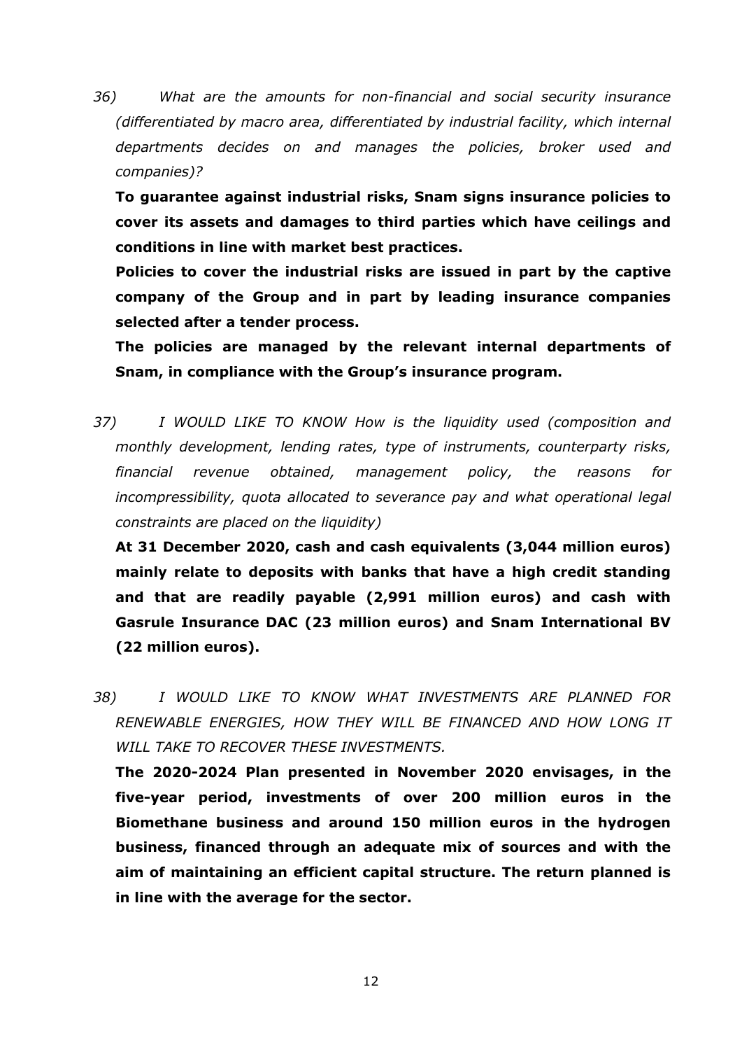*36) What are the amounts for non-financial and social security insurance (differentiated by macro area, differentiated by industrial facility, which internal departments decides on and manages the policies, broker used and companies)?*

**To guarantee against industrial risks, Snam signs insurance policies to cover its assets and damages to third parties which have ceilings and conditions in line with market best practices.**

**Policies to cover the industrial risks are issued in part by the captive company of the Group and in part by leading insurance companies selected after a tender process.**

**The policies are managed by the relevant internal departments of Snam, in compliance with the Group's insurance program.**

*37) I WOULD LIKE TO KNOW How is the liquidity used (composition and monthly development, lending rates, type of instruments, counterparty risks, financial revenue obtained, management policy, the reasons for incompressibility, quota allocated to severance pay and what operational legal constraints are placed on the liquidity)*

**At 31 December 2020, cash and cash equivalents (3,044 million euros) mainly relate to deposits with banks that have a high credit standing and that are readily payable (2,991 million euros) and cash with Gasrule Insurance DAC (23 million euros) and Snam International BV (22 million euros).**

*38) I WOULD LIKE TO KNOW WHAT INVESTMENTS ARE PLANNED FOR RENEWABLE ENERGIES, HOW THEY WILL BE FINANCED AND HOW LONG IT WILL TAKE TO RECOVER THESE INVESTMENTS.*

**The 2020-2024 Plan presented in November 2020 envisages, in the five-year period, investments of over 200 million euros in the Biomethane business and around 150 million euros in the hydrogen business, financed through an adequate mix of sources and with the aim of maintaining an efficient capital structure. The return planned is in line with the average for the sector.**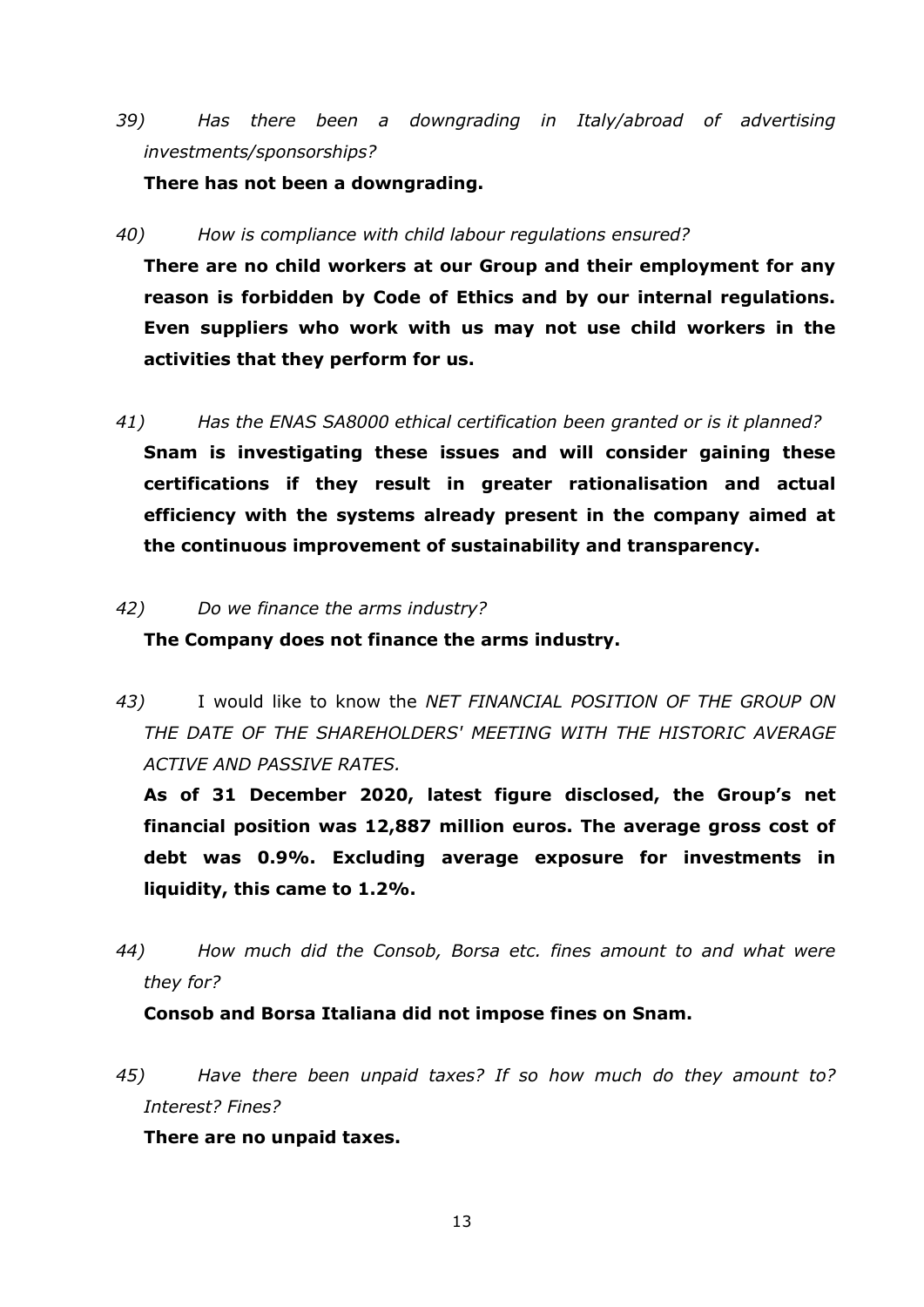*39) Has there been a downgrading in Italy/abroad of advertising investments/sponsorships?*

**There has not been a downgrading.**

*40) How is compliance with child labour regulations ensured?*

**There are no child workers at our Group and their employment for any reason is forbidden by Code of Ethics and by our internal regulations. Even suppliers who work with us may not use child workers in the activities that they perform for us.**

*41) Has the ENAS SA8000 ethical certification been granted or is it planned?*

**Snam is investigating these issues and will consider gaining these certifications if they result in greater rationalisation and actual efficiency with the systems already present in the company aimed at the continuous improvement of sustainability and transparency.**

*42) Do we finance the arms industry?*

**The Company does not finance the arms industry.**

*43)* I would like to know the *NET FINANCIAL POSITION OF THE GROUP ON THE DATE OF THE SHAREHOLDERS' MEETING WITH THE HISTORIC AVERAGE ACTIVE AND PASSIVE RATES.*

**As of 31 December 2020, latest figure disclosed, the Group's net financial position was 12,887 million euros. The average gross cost of debt was 0.9%. Excluding average exposure for investments in liquidity, this came to 1.2%.**

*44) How much did the Consob, Borsa etc. fines amount to and what were they for?*

**Consob and Borsa Italiana did not impose fines on Snam.**

*45) Have there been unpaid taxes? If so how much do they amount to? Interest? Fines?*

**There are no unpaid taxes.**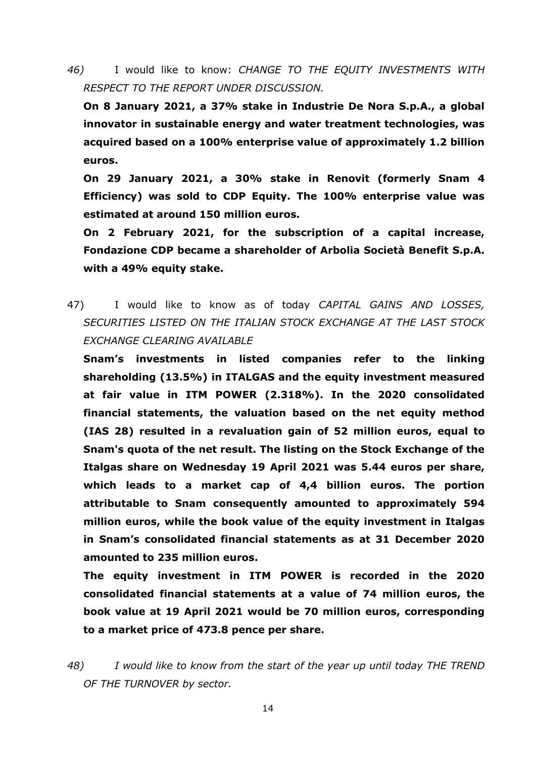*46)* I would like to know: *CHANGE TO THE EQUITY INVESTMENTS WITH RESPECT TO THE REPORT UNDER DISCUSSION.*

**On 8 January 2021, a 37% stake in Industrie De Nora S.p.A., a global innovator in sustainable energy and water treatment technologies, was acquired based on a 100% enterprise value of approximately 1.2 billion euros.**

**On 29 January 2021, a 30% stake in Renovit (formerly Snam 4 Efficiency) was sold to CDP Equity. The 100% enterprise value was estimated at around 150 million euros.**

**On 2 February 2021, for the subscription of a capital increase, Fondazione CDP became a shareholder of Arbolia Società Benefit S.p.A. with a 49% equity stake.**

47) I would like to know as of today *CAPITAL GAINS AND LOSSES, SECURITIES LISTED ON THE ITALIAN STOCK EXCHANGE AT THE LAST STOCK EXCHANGE CLEARING AVAILABLE*

**Snam's investments in listed companies refer to the linking shareholding (13.5%) in ITALGAS and the equity investment measured at fair value in ITM POWER (2.318%). In the 2020 consolidated financial statements, the valuation based on the net equity method (IAS 28) resulted in a revaluation gain of 52 million euros, equal to Snam's quota of the net result. The listing on the Stock Exchange of the Italgas share on Wednesday 19 April 2021 was 5.44 euros per share, which leads to a market cap of 4,4 billion euros. The portion attributable to Snam consequently amounted to approximately 594 million euros, while the book value of the equity investment in Italgas in Snam's consolidated financial statements as at 31 December 2020 amounted to 235 million euros.**

**The equity investment in ITM POWER is recorded in the 2020 consolidated financial statements at a value of 74 million euros, the book value at 19 April 2021 would be 70 million euros, corresponding to a market price of 473.8 pence per share.**

*48) I would like to know from the start of the year up until today THE TREND OF THE TURNOVER by sector.*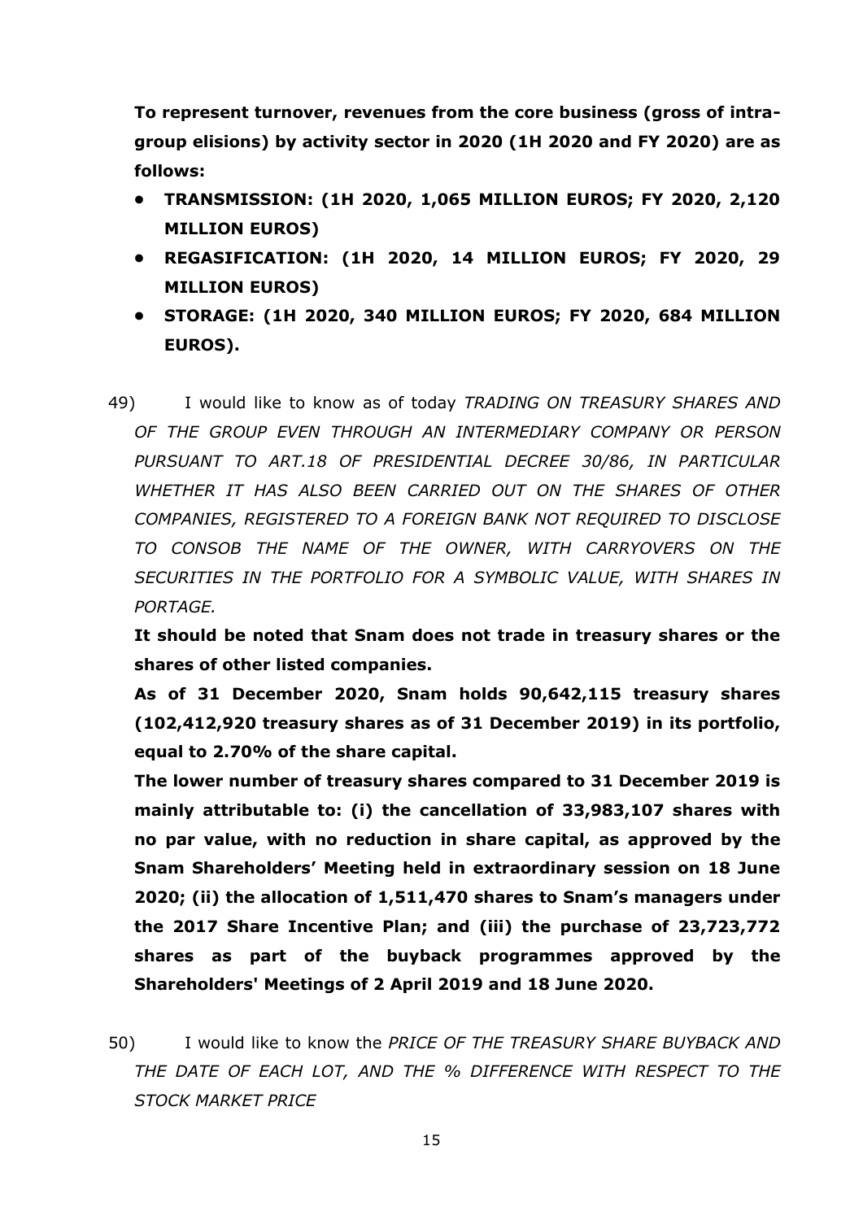**To represent turnover, revenues from the core business (gross of intra-group elisions) by activity sector in 2020 (1H 2020 and FY 2020) are as follows:**

- **TRANSMISSION: (1H 2020, 1,065 MILLION EUROS; FY 2020, 2,120 MILLION EUROS)**
- **REGASIFICATION: (1H 2020, 14 MILLION EUROS; FY 2020, 29 MILLION EUROS)**
- **STORAGE: (1H 2020, 340 MILLION EUROS; FY 2020, 684 MILLION EUROS).**

49) I would like to know as of today *TRADING ON TREASURY SHARES AND OF THE GROUP EVEN THROUGH AN INTERMEDIARY COMPANY OR PERSON PURSUANT TO ART.18 OF PRESIDENTIAL DECREE 30/86, IN PARTICULAR WHETHER IT HAS ALSO BEEN CARRIED OUT ON THE SHARES OF OTHER COMPANIES, REGISTERED TO A FOREIGN BANK NOT REQUIRED TO DISCLOSE TO CONSOB THE NAME OF THE OWNER, WITH CARRYOVERS ON THE SECURITIES IN THE PORTFOLIO FOR A SYMBOLIC VALUE, WITH SHARES IN PORTAGE.*

**It should be noted that Snam does not trade in treasury shares or the shares of other listed companies.**

**As of 31 December 2020, Snam holds 90,642,115 treasury shares (102,412,920 treasury shares as of 31 December 2019) in its portfolio, equal to 2.70% of the share capital.**

**The lower number of treasury shares compared to 31 December 2019 is mainly attributable to: (i) the cancellation of 33,983,107 shares with no par value, with no reduction in share capital, as approved by the Snam Shareholders' Meeting held in extraordinary session on 18 June 2020; (ii) the allocation of 1,511,470 shares to Snam's managers under the 2017 Share Incentive Plan; and (iii) the purchase of 23,723,772 shares as part of the buyback programmes approved by the Shareholders' Meetings of 2 April 2019 and 18 June 2020.**

50) I would like to know the *PRICE OF THE TREASURY SHARE BUYBACK AND THE DATE OF EACH LOT, AND THE % DIFFERENCE WITH RESPECT TO THE STOCK MARKET PRICE*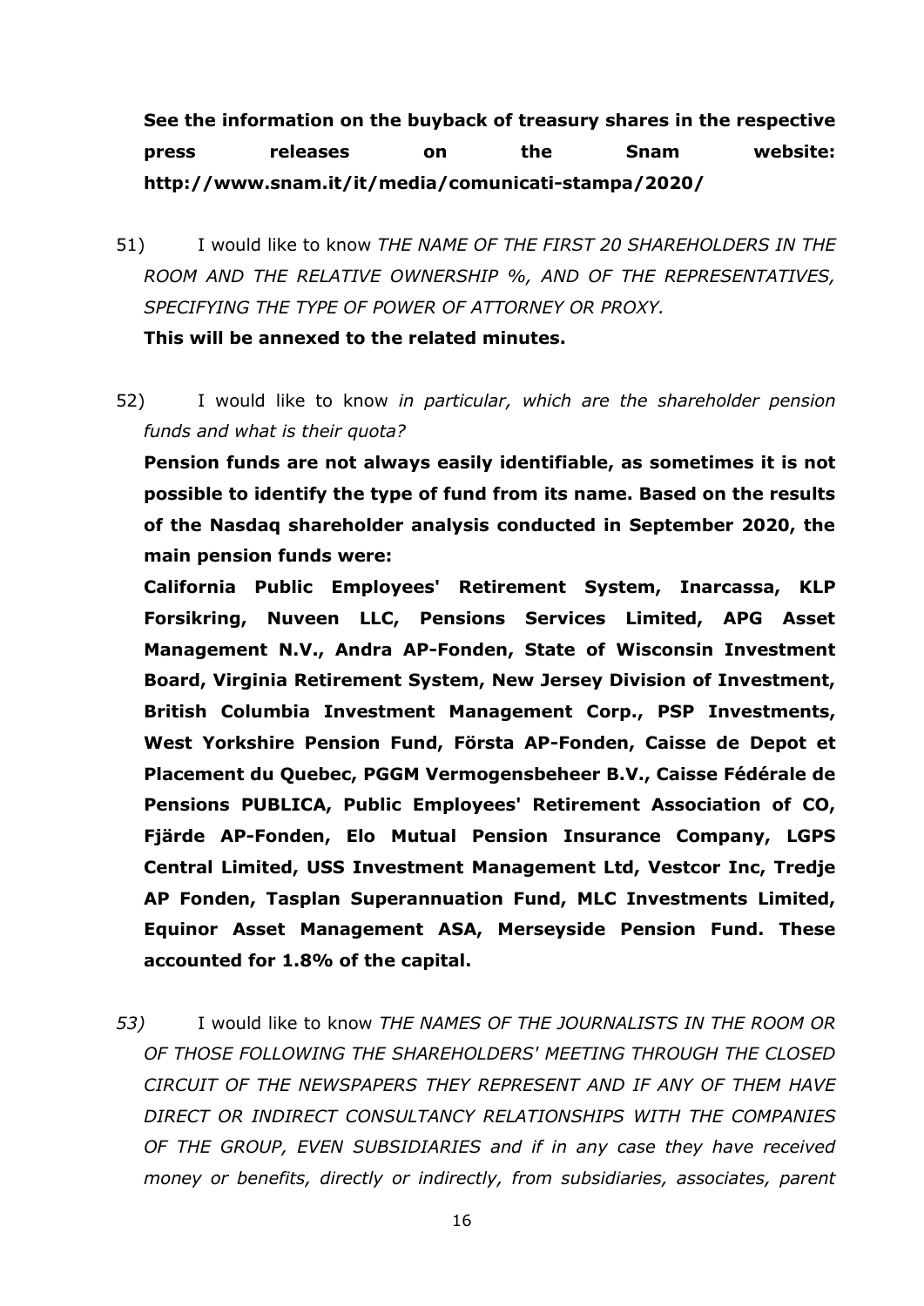**See the information on the buyback of treasury shares in the respective press releases on the Snam website: http://www.snam.it/it/media/comunicati-stampa/2020/**

51) I would like to know *THE NAME OF THE FIRST 20 SHAREHOLDERS IN THE ROOM AND THE RELATIVE OWNERSHIP %, AND OF THE REPRESENTATIVES, SPECIFYING THE TYPE OF POWER OF ATTORNEY OR PROXY.*
**This will be annexed to the related minutes.**

52) I would like to know *in particular, which are the shareholder pension funds and what is their quota?*
**Pension funds are not always easily identifiable, as sometimes it is not possible to identify the type of fund from its name. Based on the results of the Nasdaq shareholder analysis conducted in September 2020, the main pension funds were:**
**California Public Employees' Retirement System, Inarcassa, KLP Forsikring, Nuveen LLC, Pensions Services Limited, APG Asset Management N.V., Andra AP-Fonden, State of Wisconsin Investment Board, Virginia Retirement System, New Jersey Division of Investment, British Columbia Investment Management Corp., PSP Investments, West Yorkshire Pension Fund, Första AP-Fonden, Caisse de Depot et Placement du Quebec, PGGM Vermogensbeheer B.V., Caisse Fédérale de Pensions PUBLICA, Public Employees' Retirement Association of CO, Fjärde AP-Fonden, Elo Mutual Pension Insurance Company, LGPS Central Limited, USS Investment Management Ltd, Vestcor Inc, Tredje AP Fonden, Tasplan Superannuation Fund, MLC Investments Limited, Equinor Asset Management ASA, Merseyside Pension Fund. These accounted for 1.8% of the capital.**

*53)* I would like to know *THE NAMES OF THE JOURNALISTS IN THE ROOM OR OF THOSE FOLLOWING THE SHAREHOLDERS' MEETING THROUGH THE CLOSED CIRCUIT OF THE NEWSPAPERS THEY REPRESENT AND IF ANY OF THEM HAVE DIRECT OR INDIRECT CONSULTANCY RELATIONSHIPS WITH THE COMPANIES OF THE GROUP, EVEN SUBSIDIARIES and if in any case they have received money or benefits, directly or indirectly, from subsidiaries, associates, parent*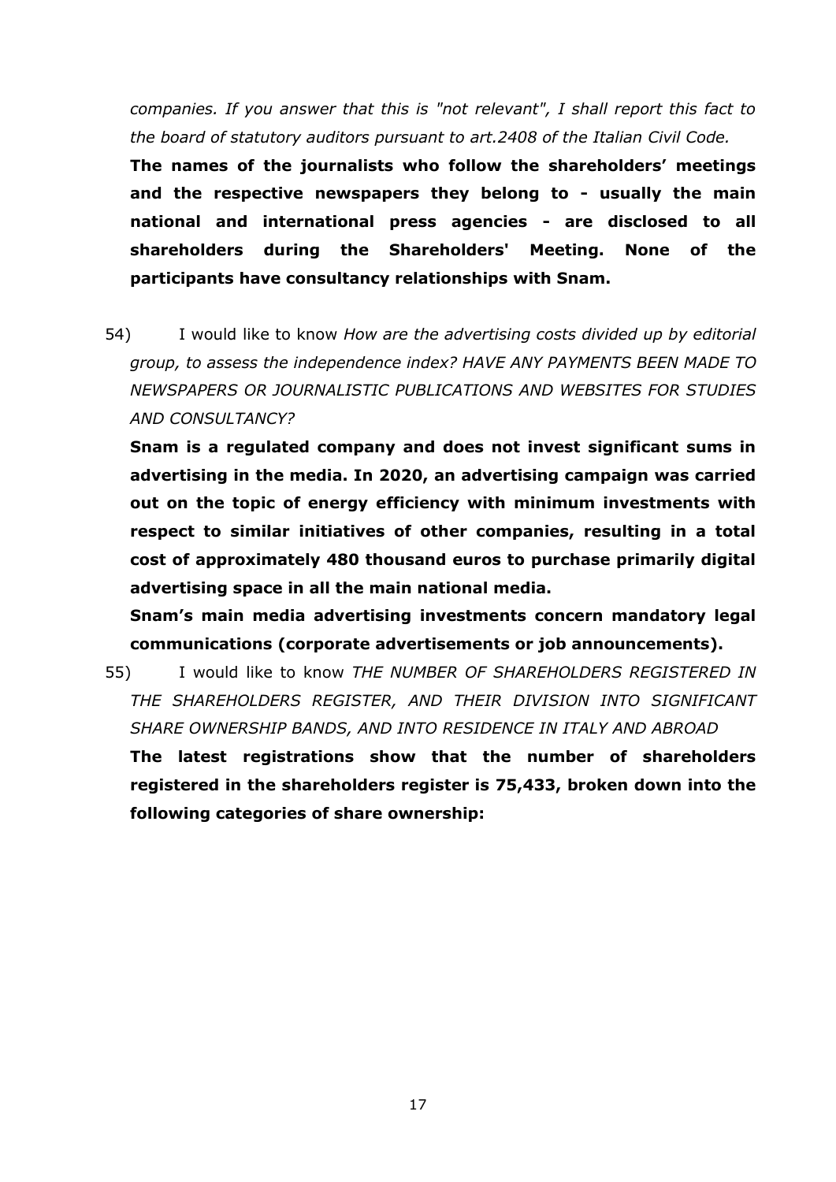*companies. If you answer that this is "not relevant", I shall report this fact to the board of statutory auditors pursuant to art.2408 of the Italian Civil Code.*

**The names of the journalists who follow the shareholders' meetings and the respective newspapers they belong to - usually the main national and international press agencies - are disclosed to all shareholders during the Shareholders' Meeting. None of the participants have consultancy relationships with Snam.**

54) I would like to know *How are the advertising costs divided up by editorial group, to assess the independence index? HAVE ANY PAYMENTS BEEN MADE TO NEWSPAPERS OR JOURNALISTIC PUBLICATIONS AND WEBSITES FOR STUDIES AND CONSULTANCY?*

**Snam is a regulated company and does not invest significant sums in advertising in the media. In 2020, an advertising campaign was carried out on the topic of energy efficiency with minimum investments with respect to similar initiatives of other companies, resulting in a total cost of approximately 480 thousand euros to purchase primarily digital advertising space in all the main national media.**

**Snam's main media advertising investments concern mandatory legal communications (corporate advertisements or job announcements).**

55) I would like to know *THE NUMBER OF SHAREHOLDERS REGISTERED IN THE SHAREHOLDERS REGISTER, AND THEIR DIVISION INTO SIGNIFICANT SHARE OWNERSHIP BANDS, AND INTO RESIDENCE IN ITALY AND ABROAD*

**The latest registrations show that the number of shareholders registered in the shareholders register is 75,433, broken down into the following categories of share ownership:**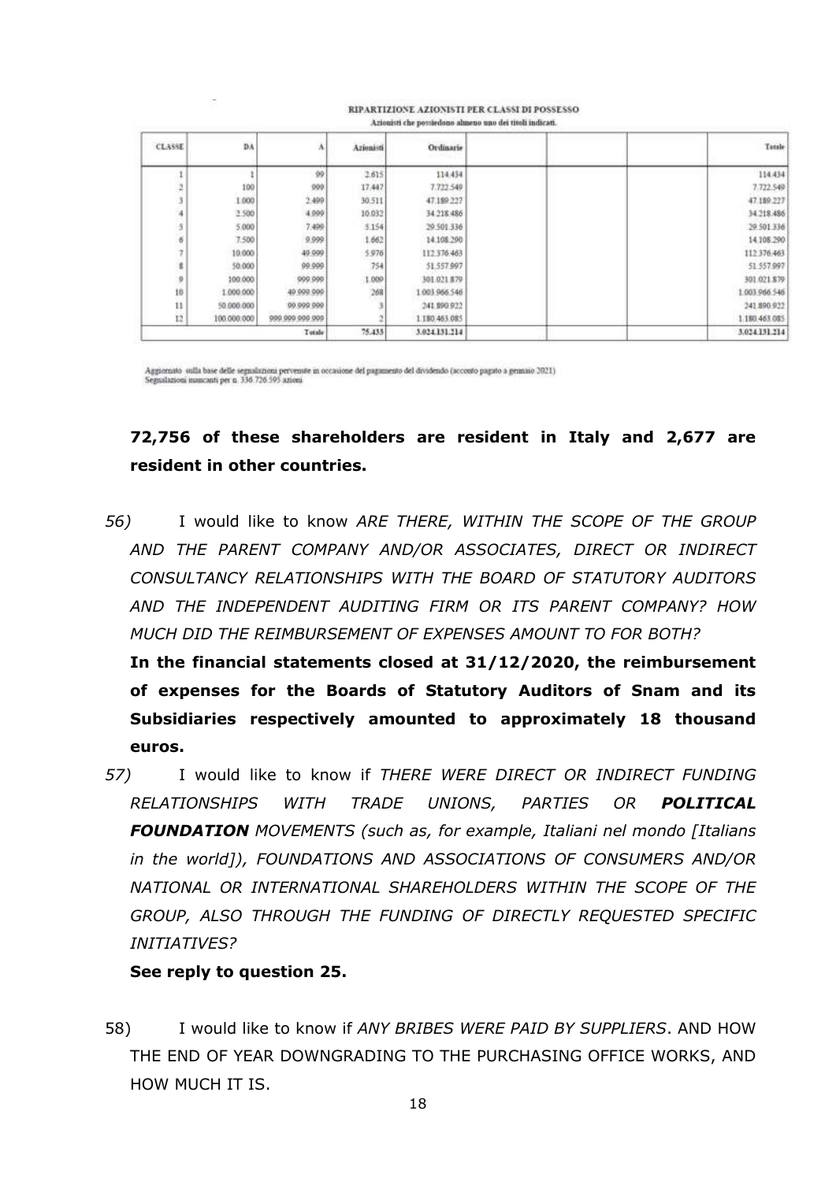RIPARTIZIONE AZIONISTI PER CLASSI DI POSSESSO

Azionisti che possiedono almeno uno dei titoli indicati.

| CLASSE | DA | A | Azionisti | Ordinarie | | | Totale |
|---|---|---|---|---|---|---|---|
| 1 | 1 | 99 | 2.615 | 114.434 | | | 114.434 |
| 2 | 100 | 999 | 17.447 | 7.722.549 | | | 7.722.549 |
| 3 | 1.000 | 2.499 | 30.511 | 47.189.227 | | | 47.189.227 |
| 4 | 2.500 | 4.999 | 10.032 | 34.218.486 | | | 34.218.486 |
| 5 | 5.000 | 7.499 | 5.154 | 29.501.336 | | | 29.501.336 |
| 6 | 7.500 | 9.999 | 1.662 | 14.108.290 | | | 14.108.290 |
| 7 | 10.000 | 49.999 | 5.976 | 112.376.463 | | | 112.376.463 |
| 8 | 50.000 | 99.999 | 754 | 51.557.997 | | | 51.557.997 |
| 9 | 100.000 | 999.999 | 1.009 | 301.021.879 | | | 301.021.879 |
| 10 | 1.000.000 | 49.999.999 | 268 | 1.003.966.546 | | | 1.003.966.546 |
| 11 | 50.000.000 | 99.999.999 | 3 | 241.890.922 | | | 241.890.922 |
| 12 | 100.000.000 | 999.999.999.999 | 2 | 1.180.463.085 | | | 1.180.463.085 |
| | | Totale | 75.433 | 3.024.131.214 | | | 3.024.131.214 |

Aggiornato sulla base delle segnalazioni pervenute in occasione del pagamento del dividendo (acconto pagato a gennaio 2021)
Segnalazioni mancanti per n. 336.726.595 azioni

**72,756 of these shareholders are resident in Italy and 2,677 are resident in other countries.**

*56)* I would like to know *ARE THERE, WITHIN THE SCOPE OF THE GROUP AND THE PARENT COMPANY AND/OR ASSOCIATES, DIRECT OR INDIRECT CONSULTANCY RELATIONSHIPS WITH THE BOARD OF STATUTORY AUDITORS AND THE INDEPENDENT AUDITING FIRM OR ITS PARENT COMPANY? HOW MUCH DID THE REIMBURSEMENT OF EXPENSES AMOUNT TO FOR BOTH?*

**In the financial statements closed at 31/12/2020, the reimbursement of expenses for the Boards of Statutory Auditors of Snam and its Subsidiaries respectively amounted to approximately 18 thousand euros.**

*57)* I would like to know if *THERE WERE DIRECT OR INDIRECT FUNDING RELATIONSHIPS WITH TRADE UNIONS, PARTIES OR* ***POLITICAL FOUNDATION*** *MOVEMENTS (such as, for example, Italiani nel mondo [Italians in the world]), FOUNDATIONS AND ASSOCIATIONS OF CONSUMERS AND/OR NATIONAL OR INTERNATIONAL SHAREHOLDERS WITHIN THE SCOPE OF THE GROUP, ALSO THROUGH THE FUNDING OF DIRECTLY REQUESTED SPECIFIC INITIATIVES?*

**See reply to question 25.**

58) I would like to know if *ANY BRIBES WERE PAID BY SUPPLIERS*. AND HOW THE END OF YEAR DOWNGRADING TO THE PURCHASING OFFICE WORKS, AND HOW MUCH IT IS.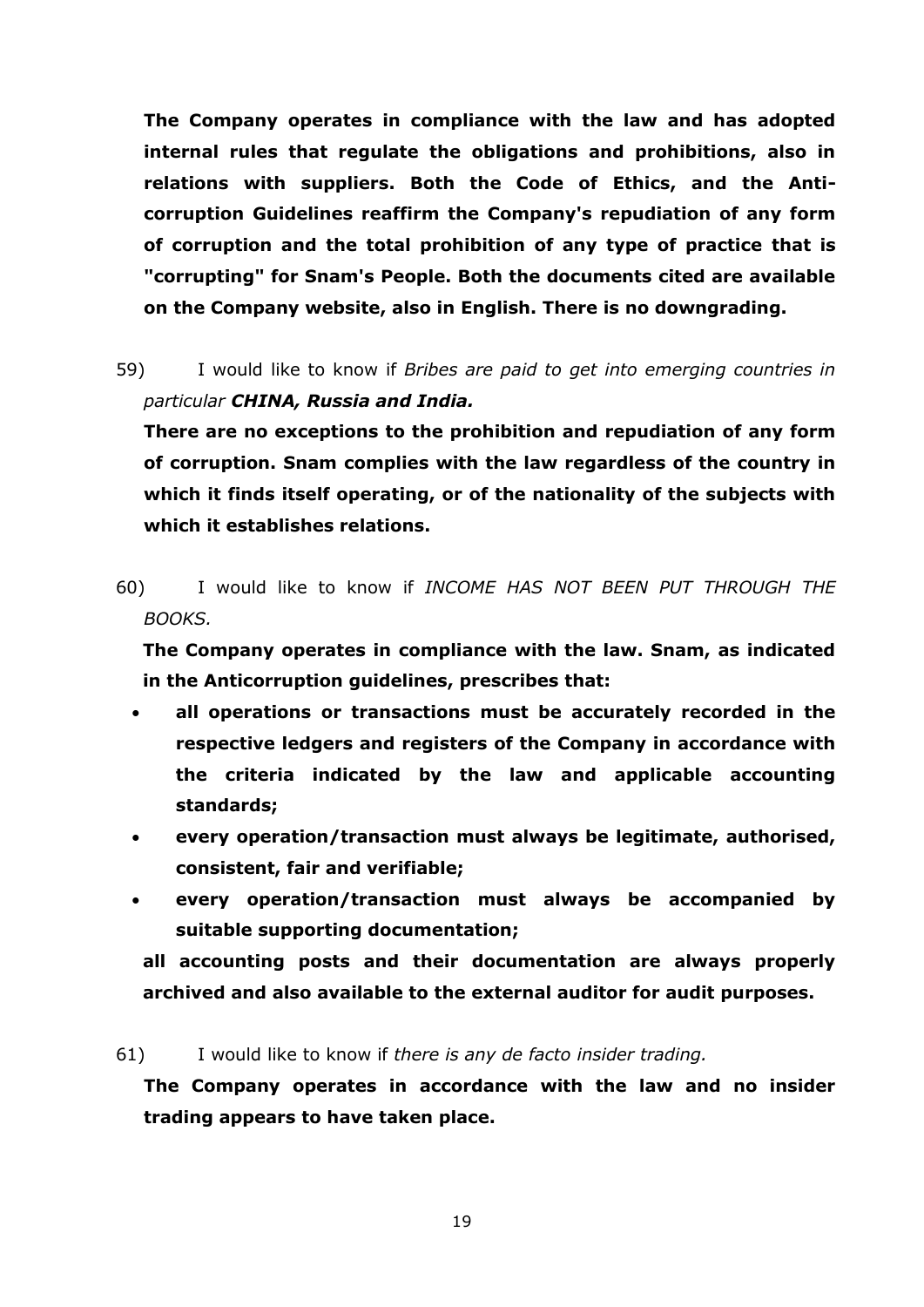**The Company operates in compliance with the law and has adopted internal rules that regulate the obligations and prohibitions, also in relations with suppliers. Both the Code of Ethics, and the Anti-corruption Guidelines reaffirm the Company's repudiation of any form of corruption and the total prohibition of any type of practice that is "corrupting" for Snam's People. Both the documents cited are available on the Company website, also in English. There is no downgrading.**

59) I would like to know if *Bribes are paid to get into emerging countries in particular **CHINA, Russia and India.***

**There are no exceptions to the prohibition and repudiation of any form of corruption. Snam complies with the law regardless of the country in which it finds itself operating, or of the nationality of the subjects with which it establishes relations.**

60) I would like to know if *INCOME HAS NOT BEEN PUT THROUGH THE BOOKS.*

**The Company operates in compliance with the law. Snam, as indicated in the Anticorruption guidelines, prescribes that:**

- **all operations or transactions must be accurately recorded in the respective ledgers and registers of the Company in accordance with the criteria indicated by the law and applicable accounting standards;**
- **every operation/transaction must always be legitimate, authorised, consistent, fair and verifiable;**
- **every operation/transaction must always be accompanied by suitable supporting documentation;**

**all accounting posts and their documentation are always properly archived and also available to the external auditor for audit purposes.**

61) I would like to know if *there is any de facto insider trading.*

**The Company operates in accordance with the law and no insider trading appears to have taken place.**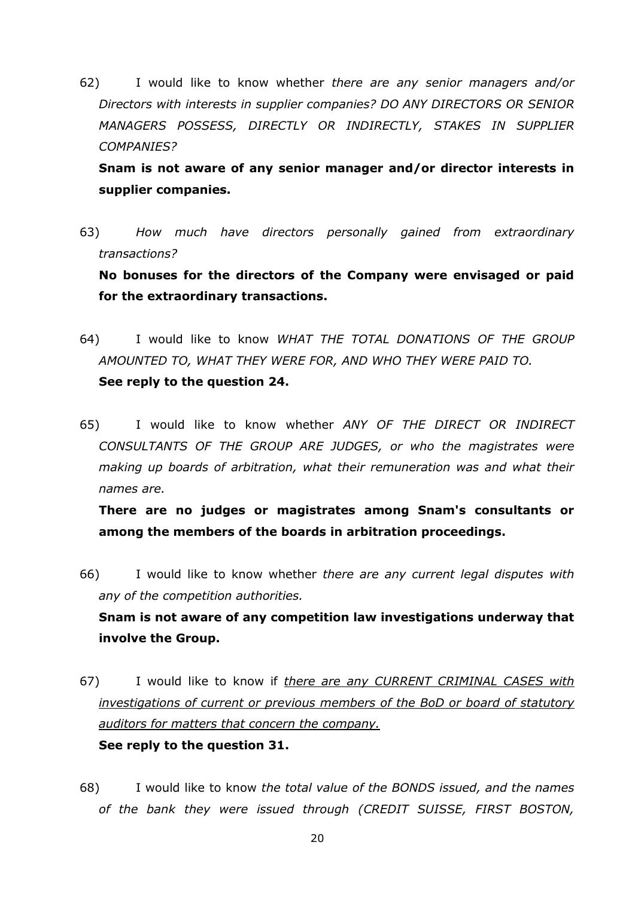62) I would like to know whether *there are any senior managers and/or Directors with interests in supplier companies? DO ANY DIRECTORS OR SENIOR MANAGERS POSSESS, DIRECTLY OR INDIRECTLY, STAKES IN SUPPLIER COMPANIES?*

**Snam is not aware of any senior manager and/or director interests in supplier companies.**

63) *How much have directors personally gained from extraordinary transactions?*

**No bonuses for the directors of the Company were envisaged or paid for the extraordinary transactions.**

64) I would like to know *WHAT THE TOTAL DONATIONS OF THE GROUP AMOUNTED TO, WHAT THEY WERE FOR, AND WHO THEY WERE PAID TO.*

**See reply to the question 24.**

65) I would like to know whether *ANY OF THE DIRECT OR INDIRECT CONSULTANTS OF THE GROUP ARE JUDGES, or who the magistrates were making up boards of arbitration, what their remuneration was and what their names are.*

**There are no judges or magistrates among Snam's consultants or among the members of the boards in arbitration proceedings.**

66) I would like to know whether *there are any current legal disputes with any of the competition authorities.*

**Snam is not aware of any competition law investigations underway that involve the Group.**

67) I would like to know if <u>*there are any CURRENT CRIMINAL CASES with investigations of current or previous members of the BoD or board of statutory auditors for matters that concern the company.*</u>

**See reply to the question 31.**

68) I would like to know *the total value of the BONDS issued, and the names of the bank they were issued through (CREDIT SUISSE, FIRST BOSTON,*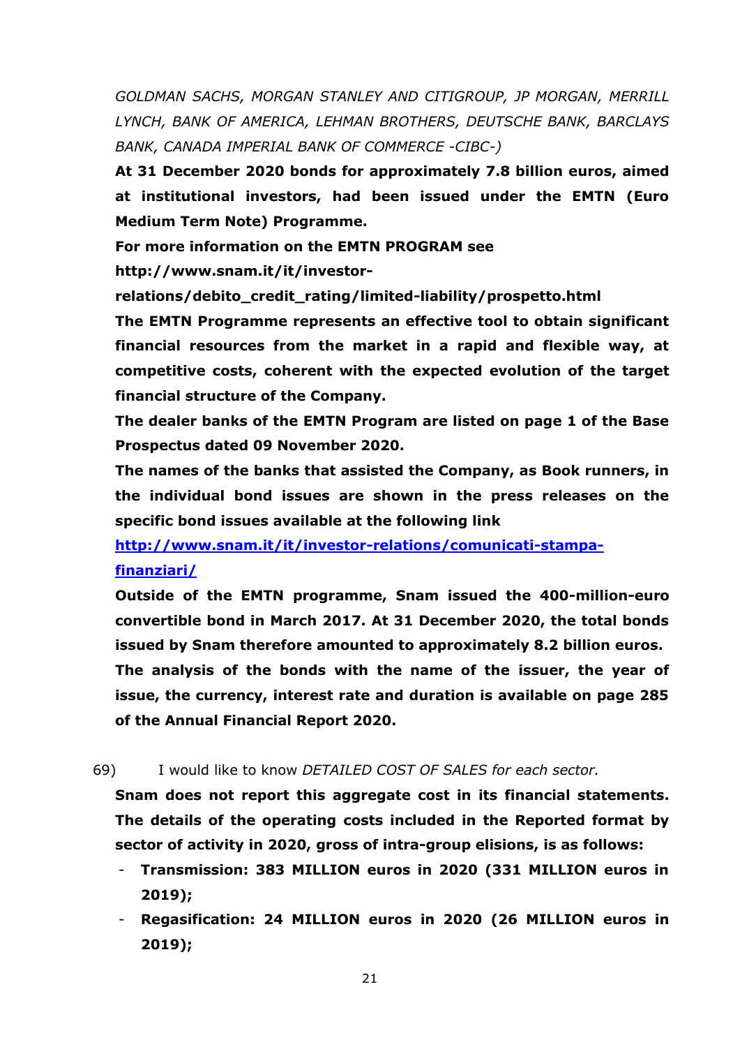*GOLDMAN SACHS, MORGAN STANLEY AND CITIGROUP, JP MORGAN, MERRILL LYNCH, BANK OF AMERICA, LEHMAN BROTHERS, DEUTSCHE BANK, BARCLAYS BANK, CANADA IMPERIAL BANK OF COMMERCE -CIBC-)*

**At 31 December 2020 bonds for approximately 7.8 billion euros, aimed at institutional investors, had been issued under the EMTN (Euro Medium Term Note) Programme.**

**For more information on the EMTN PROGRAM see http://www.snam.it/it/investor-relations/debito_credit_rating/limited-liability/prospetto.html**

**The EMTN Programme represents an effective tool to obtain significant financial resources from the market in a rapid and flexible way, at competitive costs, coherent with the expected evolution of the target financial structure of the Company.**

**The dealer banks of the EMTN Program are listed on page 1 of the Base Prospectus dated 09 November 2020.**

**The names of the banks that assisted the Company, as Book runners, in the individual bond issues are shown in the press releases on the specific bond issues available at the following link**

**[http://www.snam.it/it/investor-relations/comunicati-stampa-finanziari/](http://www.snam.it/it/investor-relations/comunicati-stampa-finanziari/)**

**Outside of the EMTN programme, Snam issued the 400-million-euro convertible bond in March 2017. At 31 December 2020, the total bonds issued by Snam therefore amounted to approximately 8.2 billion euros.**

**The analysis of the bonds with the name of the issuer, the year of issue, the currency, interest rate and duration is available on page 285 of the Annual Financial Report 2020.**

69) I would like to know *DETAILED COST OF SALES for each sector.*

**Snam does not report this aggregate cost in its financial statements. The details of the operating costs included in the Reported format by sector of activity in 2020, gross of intra-group elisions, is as follows:**

- **Transmission: 383 MILLION euros in 2020 (331 MILLION euros in 2019);**
- **Regasification: 24 MILLION euros in 2020 (26 MILLION euros in 2019);**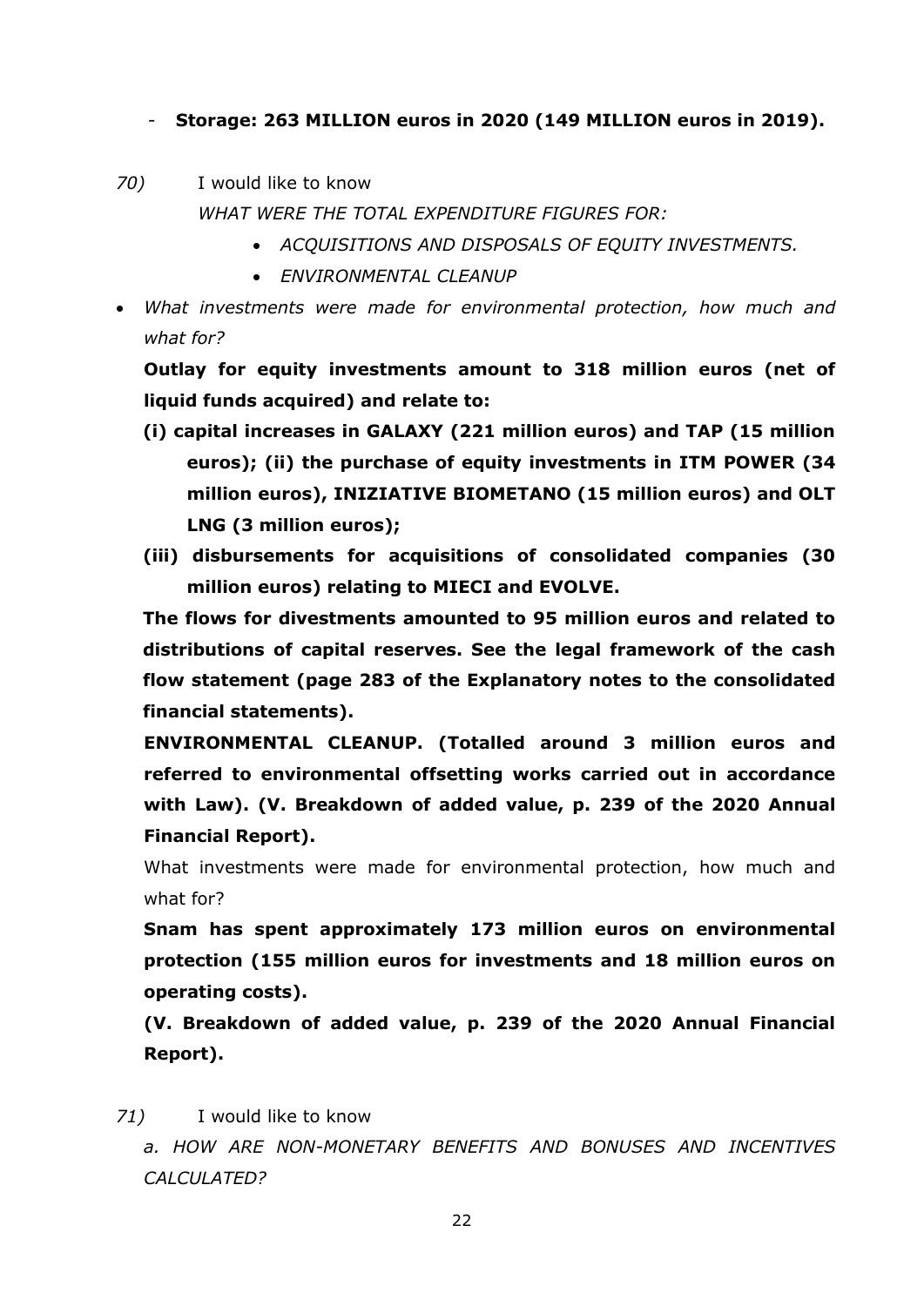- **Storage: 263 MILLION euros in 2020 (149 MILLION euros in 2019).**

*70)* I would like to know

*WHAT WERE THE TOTAL EXPENDITURE FIGURES FOR:*

- *ACQUISITIONS AND DISPOSALS OF EQUITY INVESTMENTS.*
- *ENVIRONMENTAL CLEANUP*

- *What investments were made for environmental protection, how much and what for?*

**Outlay for equity investments amount to 318 million euros (net of liquid funds acquired) and relate to:**

**(i) capital increases in GALAXY (221 million euros) and TAP (15 million euros); (ii) the purchase of equity investments in ITM POWER (34 million euros), INIZIATIVE BIOMETANO (15 million euros) and OLT LNG (3 million euros);**

**(iii) disbursements for acquisitions of consolidated companies (30 million euros) relating to MIECI and EVOLVE.**

**The flows for divestments amounted to 95 million euros and related to distributions of capital reserves. See the legal framework of the cash flow statement (page 283 of the Explanatory notes to the consolidated financial statements).**

**ENVIRONMENTAL CLEANUP. (Totalled around 3 million euros and referred to environmental offsetting works carried out in accordance with Law). (V. Breakdown of added value, p. 239 of the 2020 Annual Financial Report).**

What investments were made for environmental protection, how much and what for?

**Snam has spent approximately 173 million euros on environmental protection (155 million euros for investments and 18 million euros on operating costs).**

**(V. Breakdown of added value, p. 239 of the 2020 Annual Financial Report).**

*71)* I would like to know

*a. HOW ARE NON-MONETARY BENEFITS AND BONUSES AND INCENTIVES CALCULATED?*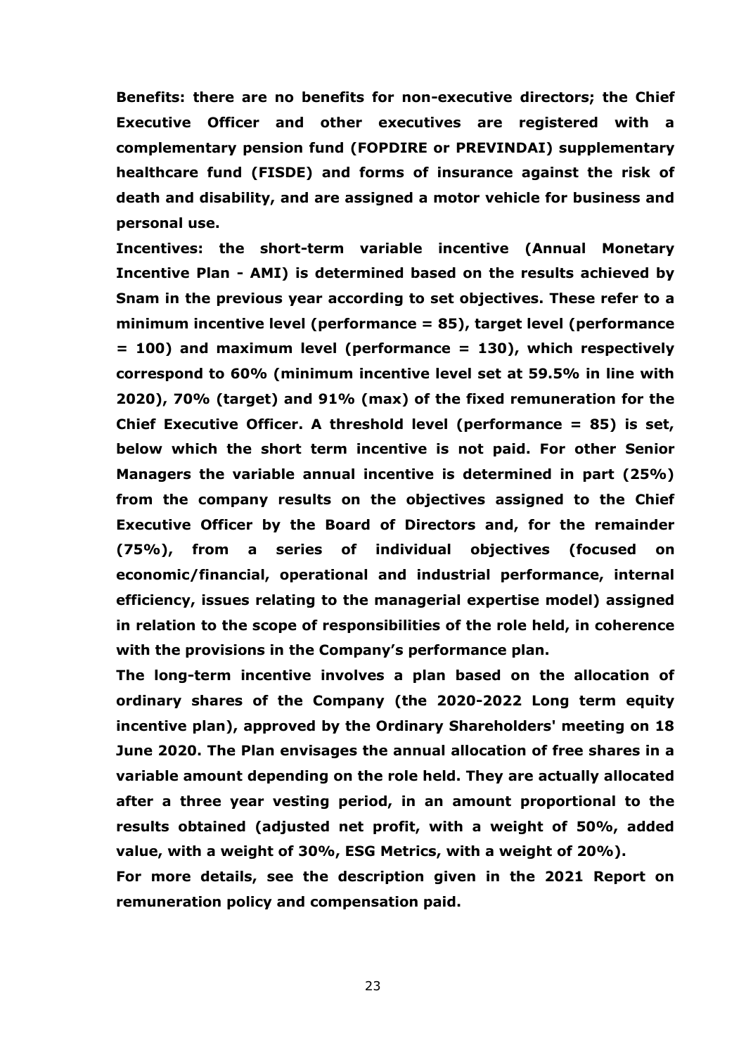**Benefits: there are no benefits for non-executive directors; the Chief Executive Officer and other executives are registered with a complementary pension fund (FOPDIRE or PREVINDAI) supplementary healthcare fund (FISDE) and forms of insurance against the risk of death and disability, and are assigned a motor vehicle for business and personal use.**

**Incentives: the short-term variable incentive (Annual Monetary Incentive Plan - AMI) is determined based on the results achieved by Snam in the previous year according to set objectives. These refer to a minimum incentive level (performance = 85), target level (performance = 100) and maximum level (performance = 130), which respectively correspond to 60% (minimum incentive level set at 59.5% in line with 2020), 70% (target) and 91% (max) of the fixed remuneration for the Chief Executive Officer. A threshold level (performance = 85) is set, below which the short term incentive is not paid. For other Senior Managers the variable annual incentive is determined in part (25%) from the company results on the objectives assigned to the Chief Executive Officer by the Board of Directors and, for the remainder (75%), from a series of individual objectives (focused on economic/financial, operational and industrial performance, internal efficiency, issues relating to the managerial expertise model) assigned in relation to the scope of responsibilities of the role held, in coherence with the provisions in the Company's performance plan.**

**The long-term incentive involves a plan based on the allocation of ordinary shares of the Company (the 2020-2022 Long term equity incentive plan), approved by the Ordinary Shareholders' meeting on 18 June 2020. The Plan envisages the annual allocation of free shares in a variable amount depending on the role held. They are actually allocated after a three year vesting period, in an amount proportional to the results obtained (adjusted net profit, with a weight of 50%, added value, with a weight of 30%, ESG Metrics, with a weight of 20%).**

**For more details, see the description given in the 2021 Report on remuneration policy and compensation paid.**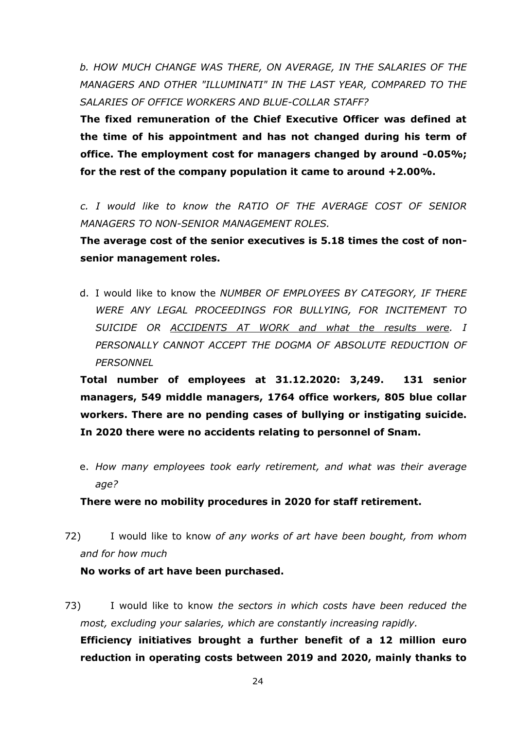*b. HOW MUCH CHANGE WAS THERE, ON AVERAGE, IN THE SALARIES OF THE MANAGERS AND OTHER "ILLUMINATI" IN THE LAST YEAR, COMPARED TO THE SALARIES OF OFFICE WORKERS AND BLUE-COLLAR STAFF?*

**The fixed remuneration of the Chief Executive Officer was defined at the time of his appointment and has not changed during his term of office. The employment cost for managers changed by around -0.05%; for the rest of the company population it came to around +2.00%.**

*c. I would like to know the RATIO OF THE AVERAGE COST OF SENIOR MANAGERS TO NON-SENIOR MANAGEMENT ROLES.*

**The average cost of the senior executives is 5.18 times the cost of non-senior management roles.**

d. I would like to know the *NUMBER OF EMPLOYEES BY CATEGORY, IF THERE WERE ANY LEGAL PROCEEDINGS FOR BULLYING, FOR INCITEMENT TO SUICIDE OR* <u>*ACCIDENTS AT WORK and what the results were*</u>*. I PERSONALLY CANNOT ACCEPT THE DOGMA OF ABSOLUTE REDUCTION OF PERSONNEL*

**Total number of employees at 31.12.2020: 3,249. 131 senior managers, 549 middle managers, 1764 office workers, 805 blue collar workers. There are no pending cases of bullying or instigating suicide. In 2020 there were no accidents relating to personnel of Snam.**

e. *How many employees took early retirement, and what was their average age?*

**There were no mobility procedures in 2020 for staff retirement.**

72) I would like to know *of any works of art have been bought, from whom and for how much*

**No works of art have been purchased.**

73) I would like to know *the sectors in which costs have been reduced the most, excluding your salaries, which are constantly increasing rapidly.*

**Efficiency initiatives brought a further benefit of a 12 million euro reduction in operating costs between 2019 and 2020, mainly thanks to**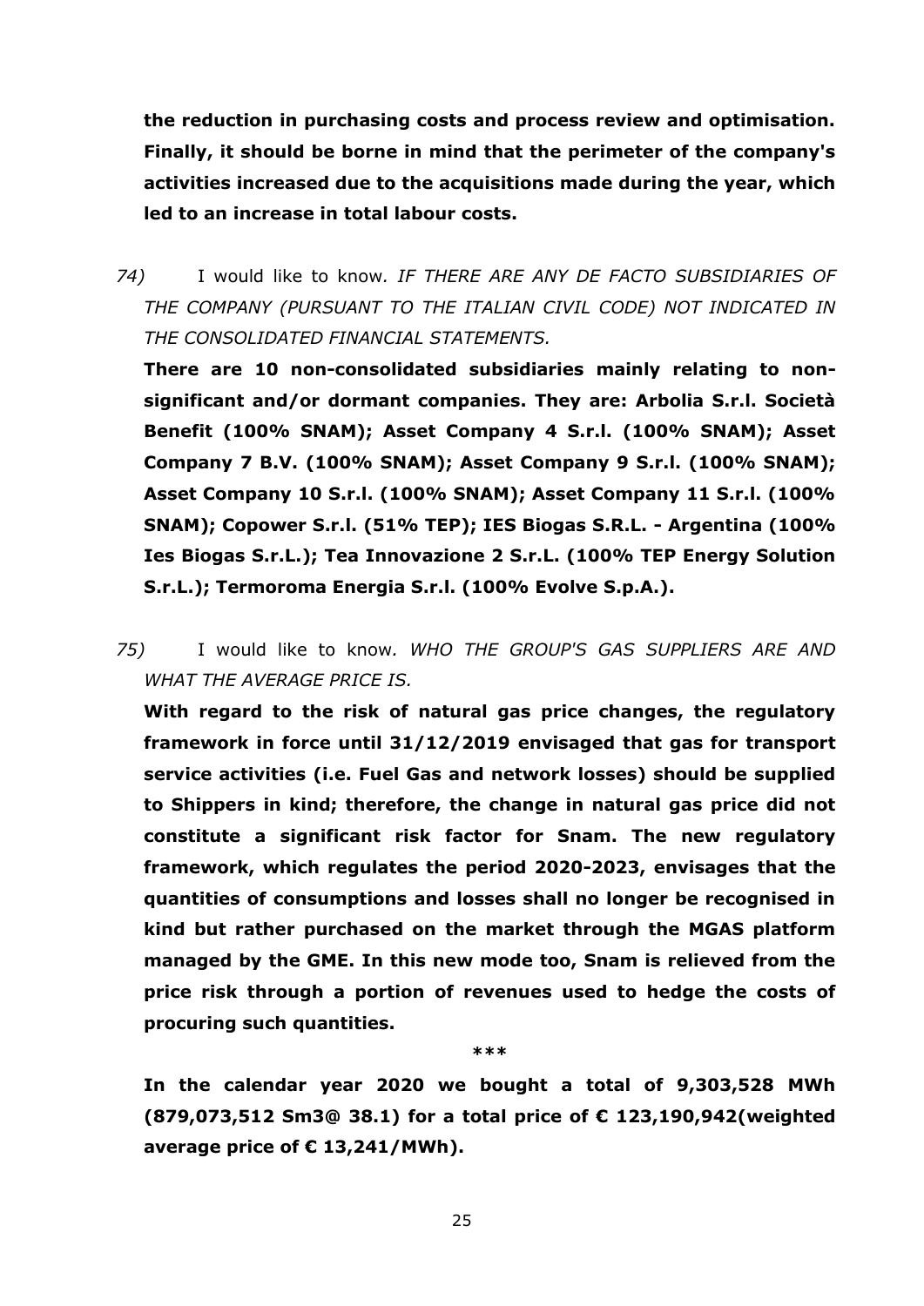**the reduction in purchasing costs and process review and optimisation. Finally, it should be borne in mind that the perimeter of the company's activities increased due to the acquisitions made during the year, which led to an increase in total labour costs.**

*74)* I would like to know*. IF THERE ARE ANY DE FACTO SUBSIDIARIES OF THE COMPANY (PURSUANT TO THE ITALIAN CIVIL CODE) NOT INDICATED IN THE CONSOLIDATED FINANCIAL STATEMENTS.*

**There are 10 non-consolidated subsidiaries mainly relating to non-significant and/or dormant companies. They are: Arbolia S.r.l. Società Benefit (100% SNAM); Asset Company 4 S.r.l. (100% SNAM); Asset Company 7 B.V. (100% SNAM); Asset Company 9 S.r.l. (100% SNAM); Asset Company 10 S.r.l. (100% SNAM); Asset Company 11 S.r.l. (100% SNAM); Copower S.r.l. (51% TEP); IES Biogas S.R.L. - Argentina (100% Ies Biogas S.r.L.); Tea Innovazione 2 S.r.L. (100% TEP Energy Solution S.r.L.); Termoroma Energia S.r.l. (100% Evolve S.p.A.).**

*75)* I would like to know*. WHO THE GROUP'S GAS SUPPLIERS ARE AND WHAT THE AVERAGE PRICE IS.*

**With regard to the risk of natural gas price changes, the regulatory framework in force until 31/12/2019 envisaged that gas for transport service activities (i.e. Fuel Gas and network losses) should be supplied to Shippers in kind; therefore, the change in natural gas price did not constitute a significant risk factor for Snam. The new regulatory framework, which regulates the period 2020-2023, envisages that the quantities of consumptions and losses shall no longer be recognised in kind but rather purchased on the market through the MGAS platform managed by the GME. In this new mode too, Snam is relieved from the price risk through a portion of revenues used to hedge the costs of procuring such quantities.**

***

**In the calendar year 2020 we bought a total of 9,303,528 MWh (879,073,512 Sm3@ 38.1) for a total price of € 123,190,942(weighted average price of € 13,241/MWh).**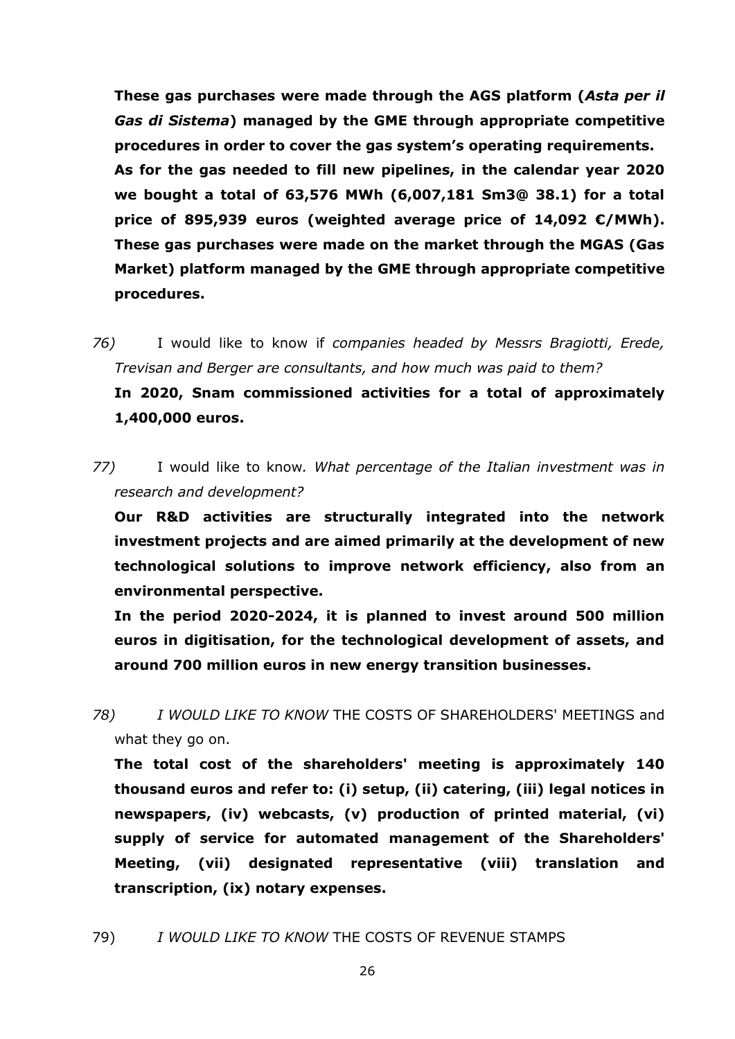**These gas purchases were made through the AGS platform (*Asta per il Gas di Sistema*) managed by the GME through appropriate competitive procedures in order to cover the gas system's operating requirements.**
**As for the gas needed to fill new pipelines, in the calendar year 2020 we bought a total of 63,576 MWh (6,007,181 Sm3@ 38.1) for a total price of 895,939 euros (weighted average price of 14,092 €/MWh). These gas purchases were made on the market through the MGAS (Gas Market) platform managed by the GME through appropriate competitive procedures.**

*76)* I would like to know if *companies headed by Messrs Bragiotti, Erede, Trevisan and Berger are consultants, and how much was paid to them?*

**In 2020, Snam commissioned activities for a total of approximately 1,400,000 euros.**

*77)* I would like to know*. What percentage of the Italian investment was in research and development?*

**Our R&D activities are structurally integrated into the network investment projects and are aimed primarily at the development of new technological solutions to improve network efficiency, also from an environmental perspective.**
**In the period 2020-2024, it is planned to invest around 500 million euros in digitisation, for the technological development of assets, and around 700 million euros in new energy transition businesses.**

*78)* *I WOULD LIKE TO KNOW* THE COSTS OF SHAREHOLDERS' MEETINGS and what they go on.

**The total cost of the shareholders' meeting is approximately 140 thousand euros and refer to: (i) setup, (ii) catering, (iii) legal notices in newspapers, (iv) webcasts, (v) production of printed material, (vi) supply of service for automated management of the Shareholders' Meeting, (vii) designated representative (viii) translation and transcription, (ix) notary expenses.**

79) *I WOULD LIKE TO KNOW* THE COSTS OF REVENUE STAMPS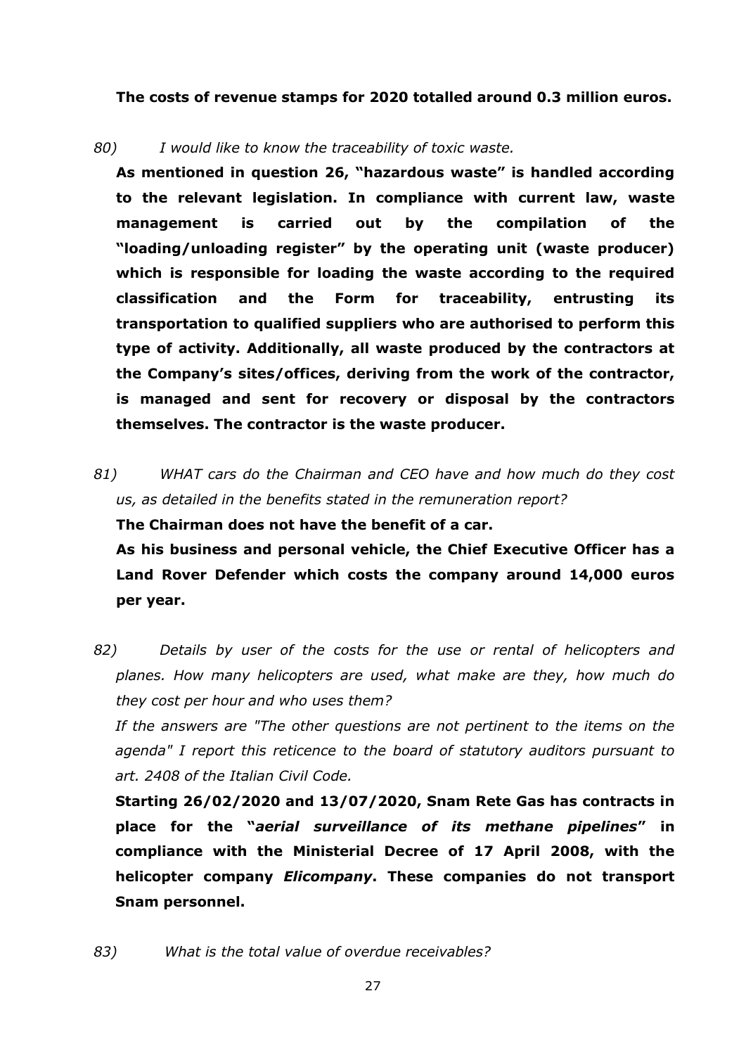**The costs of revenue stamps for 2020 totalled around 0.3 million euros.**

*80) I would like to know the traceability of toxic waste.*

**As mentioned in question 26, "hazardous waste" is handled according to the relevant legislation. In compliance with current law, waste management is carried out by the compilation of the "loading/unloading register" by the operating unit (waste producer) which is responsible for loading the waste according to the required classification and the Form for traceability, entrusting its transportation to qualified suppliers who are authorised to perform this type of activity. Additionally, all waste produced by the contractors at the Company's sites/offices, deriving from the work of the contractor, is managed and sent for recovery or disposal by the contractors themselves. The contractor is the waste producer.**

*81) WHAT cars do the Chairman and CEO have and how much do they cost us, as detailed in the benefits stated in the remuneration report?*

**The Chairman does not have the benefit of a car.**

**As his business and personal vehicle, the Chief Executive Officer has a Land Rover Defender which costs the company around 14,000 euros per year.**

*82) Details by user of the costs for the use or rental of helicopters and planes. How many helicopters are used, what make are they, how much do they cost per hour and who uses them?*

*If the answers are "The other questions are not pertinent to the items on the agenda" I report this reticence to the board of statutory auditors pursuant to art. 2408 of the Italian Civil Code.*

**Starting 26/02/2020 and 13/07/2020, Snam Rete Gas has contracts in place for the "*aerial surveillance of its methane pipelines*" in compliance with the Ministerial Decree of 17 April 2008, with the helicopter company *Elicompany*. These companies do not transport Snam personnel.**

*83) What is the total value of overdue receivables?*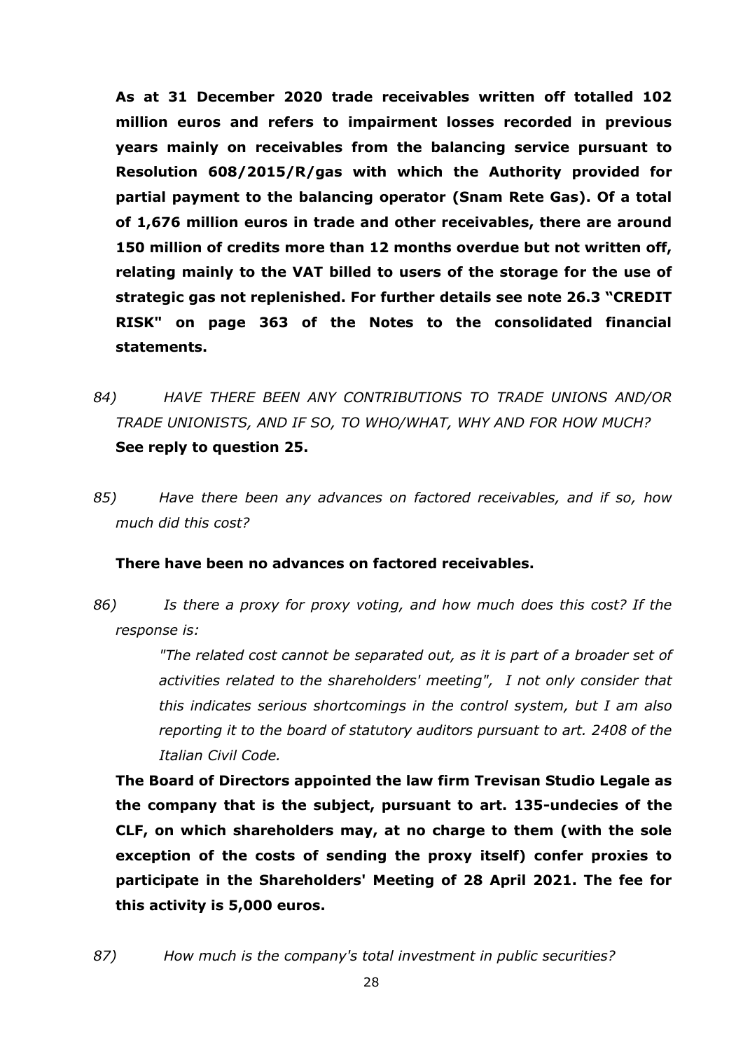**As at 31 December 2020 trade receivables written off totalled 102 million euros and refers to impairment losses recorded in previous years mainly on receivables from the balancing service pursuant to Resolution 608/2015/R/gas with which the Authority provided for partial payment to the balancing operator (Snam Rete Gas). Of a total of 1,676 million euros in trade and other receivables, there are around 150 million of credits more than 12 months overdue but not written off, relating mainly to the VAT billed to users of the storage for the use of strategic gas not replenished. For further details see note 26.3 "CREDIT RISK" on page 363 of the Notes to the consolidated financial statements.**

*84) HAVE THERE BEEN ANY CONTRIBUTIONS TO TRADE UNIONS AND/OR TRADE UNIONISTS, AND IF SO, TO WHO/WHAT, WHY AND FOR HOW MUCH?*
**See reply to question 25.**

*85) Have there been any advances on factored receivables, and if so, how much did this cost?*

**There have been no advances on factored receivables.**

*86) Is there a proxy for proxy voting, and how much does this cost? If the response is:*

> *"The related cost cannot be separated out, as it is part of a broader set of activities related to the shareholders' meeting", I not only consider that this indicates serious shortcomings in the control system, but I am also reporting it to the board of statutory auditors pursuant to art. 2408 of the Italian Civil Code.*

**The Board of Directors appointed the law firm Trevisan Studio Legale as the company that is the subject, pursuant to art. 135-undecies of the CLF, on which shareholders may, at no charge to them (with the sole exception of the costs of sending the proxy itself) confer proxies to participate in the Shareholders' Meeting of 28 April 2021. The fee for this activity is 5,000 euros.**

*87) How much is the company's total investment in public securities?*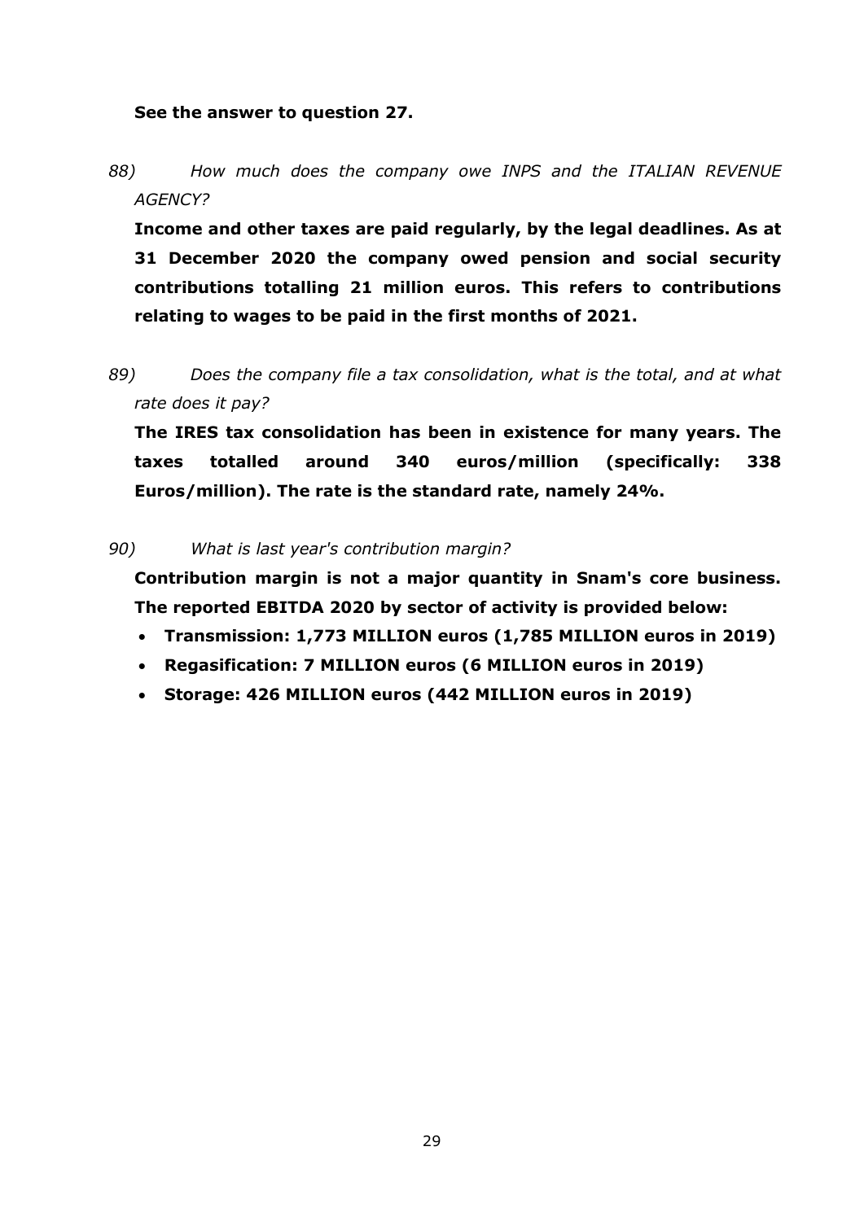**See the answer to question 27.**

88) *How much does the company owe INPS and the ITALIAN REVENUE AGENCY?*

**Income and other taxes are paid regularly, by the legal deadlines. As at 31 December 2020 the company owed pension and social security contributions totalling 21 million euros. This refers to contributions relating to wages to be paid in the first months of 2021.**

89) *Does the company file a tax consolidation, what is the total, and at what rate does it pay?*

**The IRES tax consolidation has been in existence for many years. The taxes totalled around 340 euros/million (specifically: 338 Euros/million). The rate is the standard rate, namely 24%.**

90) *What is last year's contribution margin?*

**Contribution margin is not a major quantity in Snam's core business. The reported EBITDA 2020 by sector of activity is provided below:**

- **Transmission: 1,773 MILLION euros (1,785 MILLION euros in 2019)**
- **Regasification: 7 MILLION euros (6 MILLION euros in 2019)**
- **Storage: 426 MILLION euros (442 MILLION euros in 2019)**